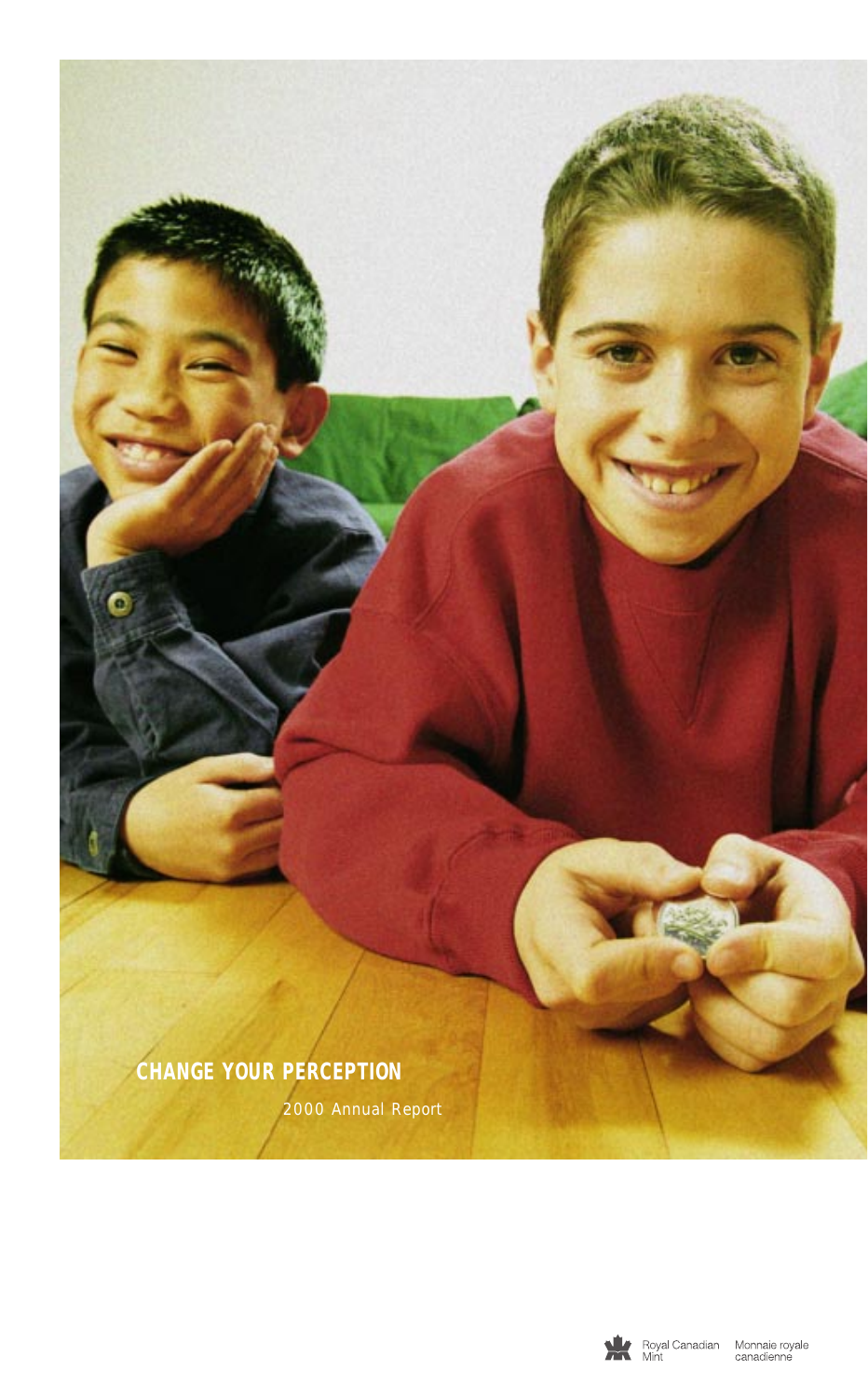# CHANGE YOUR PERCEPTION

2000 Annual Report

Royal Canadian Mint    Monnaie royale canadienne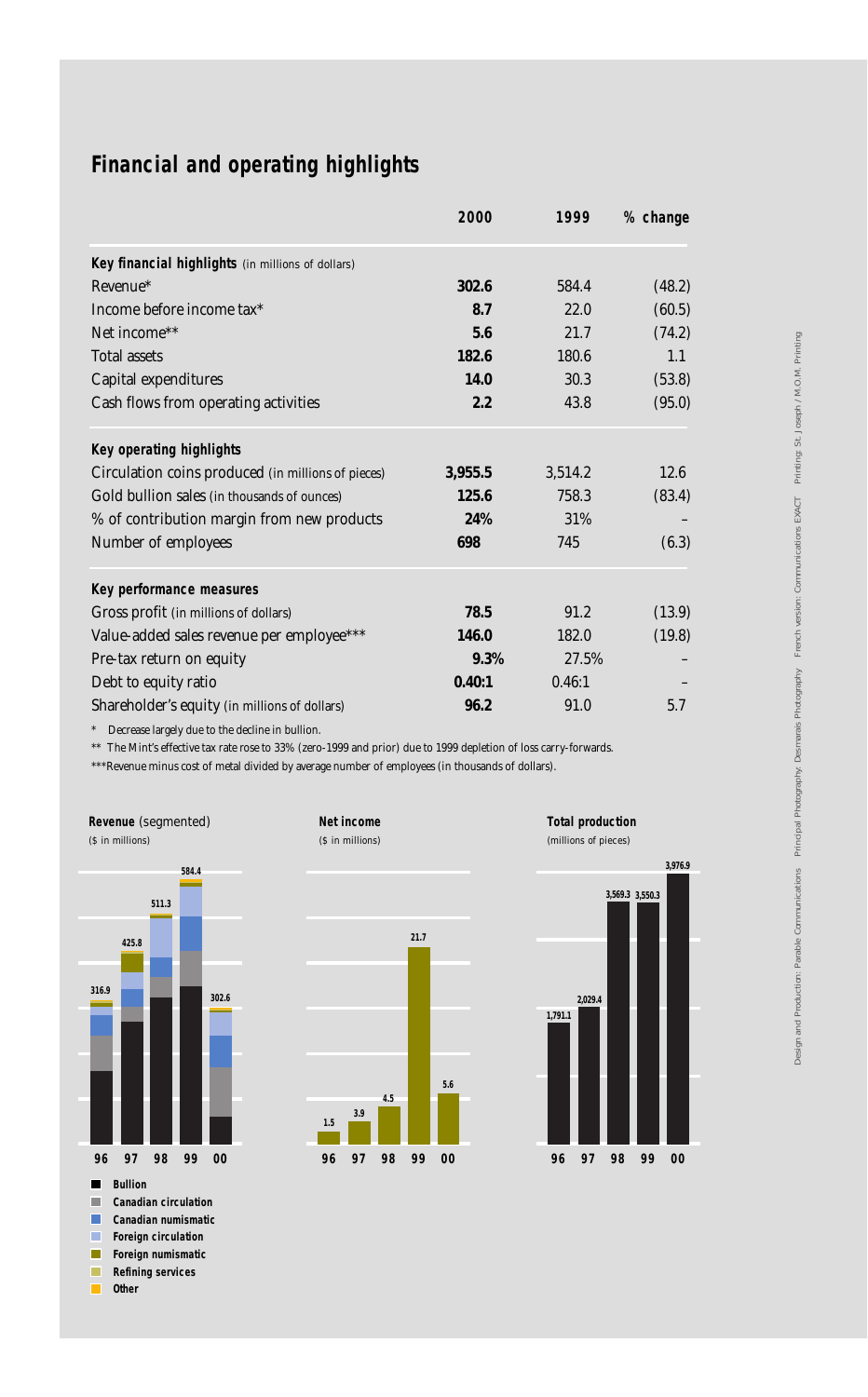## Financial and operating highlights

| | 2000 | 1999 | % change |
|---|---|---|---|
| **Key financial highlights** (in millions of dollars) | | | |
| Revenue* | **302.6** | 584.4 | (48.2) |
| Income before income tax* | **8.7** | 22.0 | (60.5) |
| Net income** | **5.6** | 21.7 | (74.2) |
| Total assets | **182.6** | 180.6 | 1.1 |
| Capital expenditures | **14.0** | 30.3 | (53.8) |
| Cash flows from operating activities | **2.2** | 43.8 | (95.0) |
| **Key operating highlights** | | | |
| Circulation coins produced (in millions of pieces) | **3,955.5** | 3,514.2 | 12.6 |
| Gold bullion sales (in thousands of ounces) | **125.6** | 758.3 | (83.4) |
| % of contribution margin from new products | **24%** | 31% | – |
| Number of employees | **698** | 745 | (6.3) |
| **Key performance measures** | | | |
| Gross profit (in millions of dollars) | **78.5** | 91.2 | (13.9) |
| Value-added sales revenue per employee*** | **146.0** | 182.0 | (19.8) |
| Pre-tax return on equity | **9.3%** | 27.5% | – |
| Debt to equity ratio | **0.40:1** | 0.46:1 | – |
| Shareholder's equity (in millions of dollars) | **96.2** | 91.0 | 5.7 |

\* Decrease largely due to the decline in bullion.

** The Mint's effective tax rate rose to 33% (zero-1999 and prior) due to 1999 depletion of loss carry-forwards.

***Revenue minus cost of metal divided by average number of employees (in thousands of dollars).

**Revenue** (segmented)
($ in millions)

| Year | 96 | 97 | 98 | 99 | 00 |
|---|---|---|---|---|---|
| Revenue | 316.9 | 425.8 | 511.3 | 584.4 | 302.6 |

- Bullion
- Canadian circulation
- Canadian numismatic
- Foreign circulation
- Foreign numismatic
- Refining services
- Other

**Net income**
($ in millions)

| Year | 96 | 97 | 98 | 99 | 00 |
|---|---|---|---|---|---|
| Net income | 1.5 | 3.9 | 4.5 | 21.7 | 5.6 |

**Total production**
(millions of pieces)

| Year | 96 | 97 | 98 | 99 | 00 |
|---|---|---|---|---|---|
| Total production | 1,791.1 | 2,029.4 | 3,569.3 | 3,550.3 | 3,976.9 |

Design and Production: Parable Communications Principal Photography: Desmarais Photography French version: Communications EXACT Printing: St. Joseph / M.O.M. Printing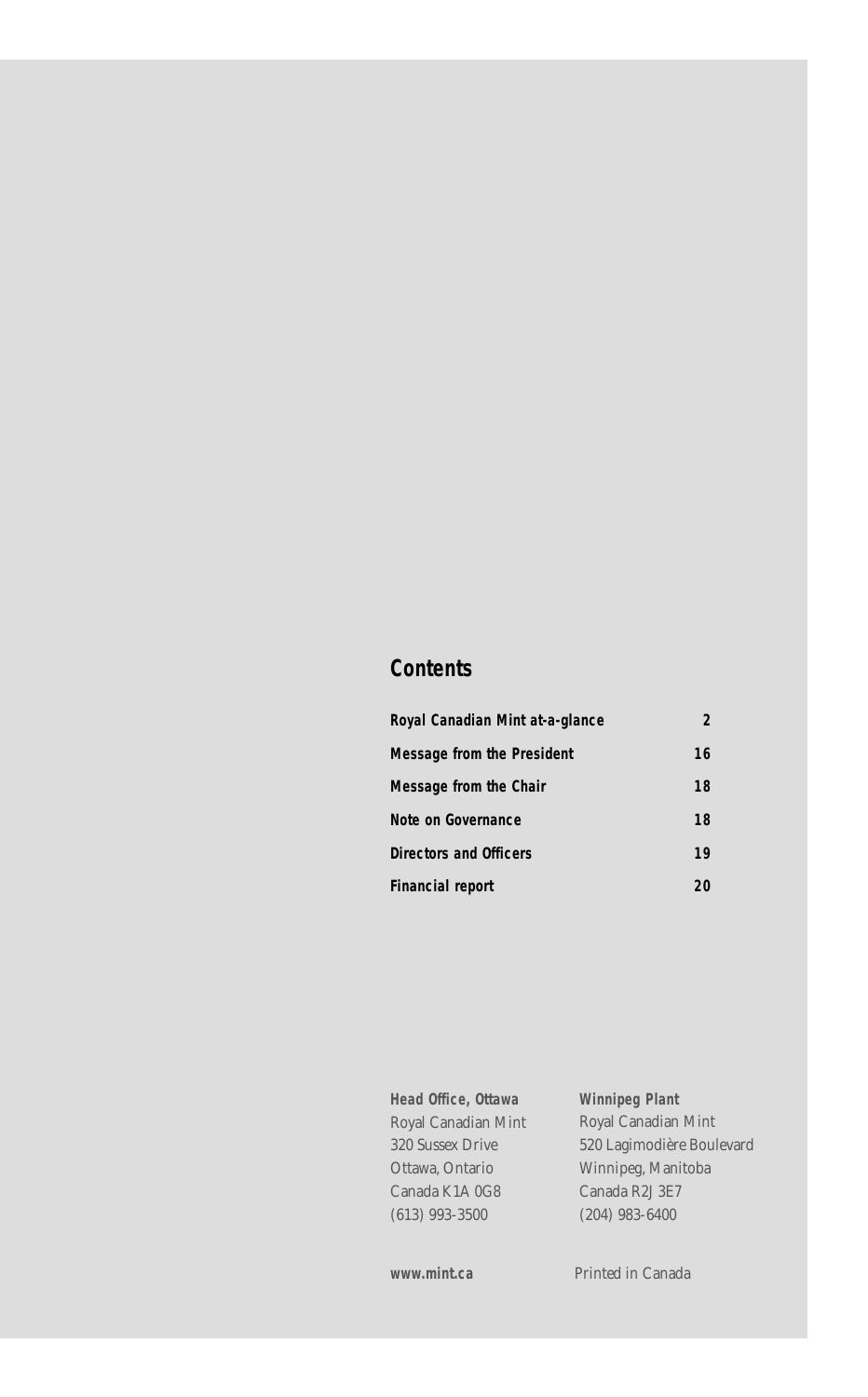## Contents

| | |
|---|---|
| **Royal Canadian Mint at-a-glance** | **2** |
| **Message from the President** | **16** |
| **Message from the Chair** | **18** |
| **Note on Governance** | **18** |
| **Directors and Officers** | **19** |
| **Financial report** | **20** |

**Head Office, Ottawa**
Royal Canadian Mint
320 Sussex Drive
Ottawa, Ontario
Canada K1A 0G8
(613) 993-3500

**Winnipeg Plant**
Royal Canadian Mint
520 Lagimodière Boulevard
Winnipeg, Manitoba
Canada R2J 3E7
(204) 983-6400

**www.mint.ca**

Printed in Canada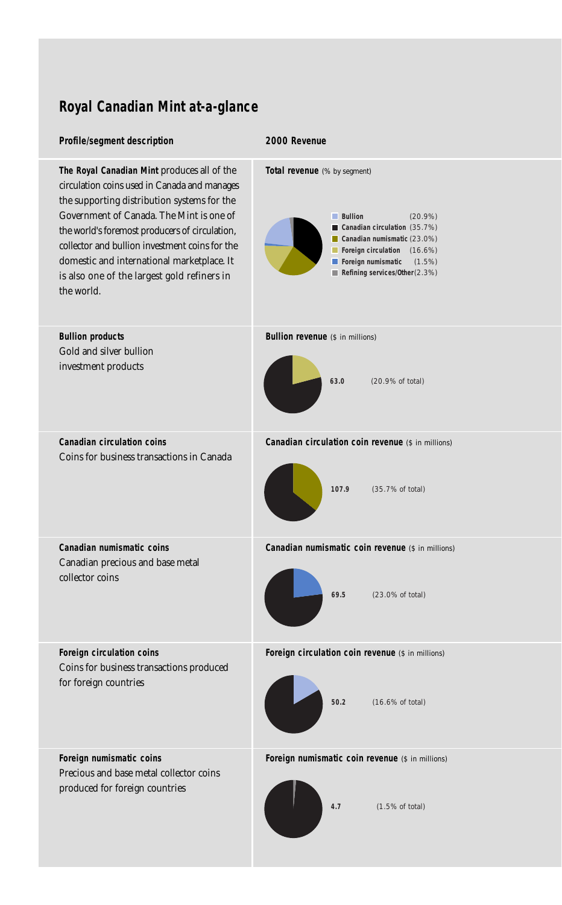## Royal Canadian Mint at-a-glance

| Profile/segment description | 2000 Revenue |
|---|---|
| **The Royal Canadian Mint** produces all of the circulation coins used in Canada and manages the supporting distribution systems for the Government of Canada. The Mint is one of the world's foremost producers of circulation, collector and bullion investment coins for the domestic and international marketplace. It is also one of the largest gold refiners in the world. | **Total revenue** (% by segment)<br>Bullion (20.9%)<br>Canadian circulation (35.7%)<br>Canadian numismatic (23.0%)<br>Foreign circulation (16.6%)<br>Foreign numismatic (1.5%)<br>Refining services/Other (2.3%) |
| **Bullion products**<br>Gold and silver bullion investment products | **Bullion revenue** ($ in millions)<br>63.0 (20.9% of total) |
| **Canadian circulation coins**<br>Coins for business transactions in Canada | **Canadian circulation coin revenue** ($ in millions)<br>107.9 (35.7% of total) |
| **Canadian numismatic coins**<br>Canadian precious and base metal collector coins | **Canadian numismatic coin revenue** ($ in millions)<br>69.5 (23.0% of total) |
| **Foreign circulation coins**<br>Coins for business transactions produced for foreign countries | **Foreign circulation coin revenue** ($ in millions)<br>50.2 (16.6% of total) |
| **Foreign numismatic coins**<br>Precious and base metal collector coins produced for foreign countries | **Foreign numismatic coin revenue** ($ in millions)<br>4.7 (1.5% of total) |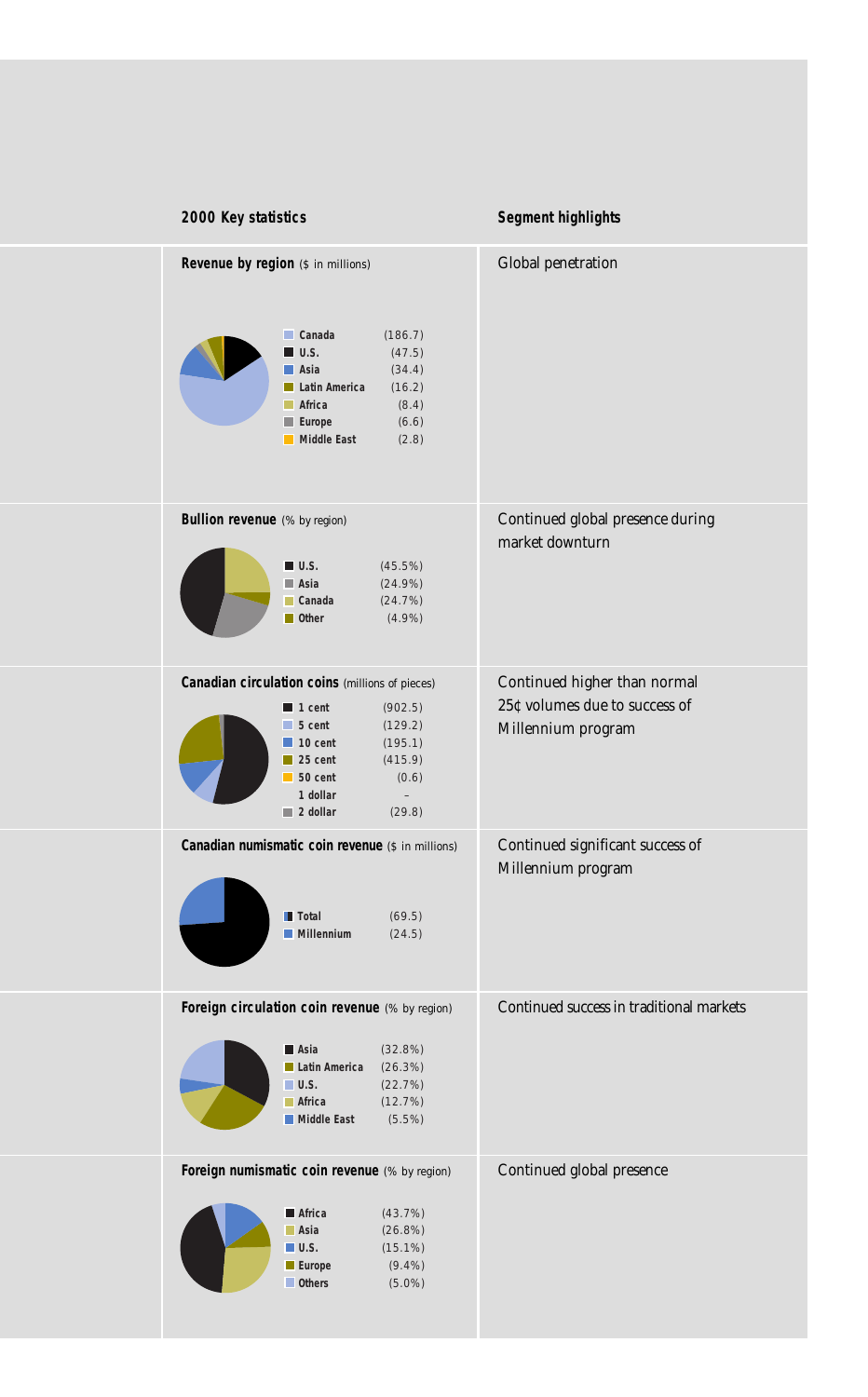| 2000 Key statistics | Segment highlights |
|---|---|
| **Revenue by region** ($ in millions)<br>Canada (186.7)<br>U.S. (47.5)<br>Asia (34.4)<br>Latin America (16.2)<br>Africa (8.4)<br>Europe (6.6)<br>Middle East (2.8) | Global penetration |
| **Bullion revenue** (% by region)<br>U.S. (45.5%)<br>Asia (24.9%)<br>Canada (24.7%)<br>Other (4.9%) | Continued global presence during market downturn |
| **Canadian circulation coins** (millions of pieces)<br>1 cent (902.5)<br>5 cent (129.2)<br>10 cent (195.1)<br>25 cent (415.9)<br>50 cent (0.6)<br>1 dollar –<br>2 dollar (29.8) | Continued higher than normal 25¢ volumes due to success of Millennium program |
| **Canadian numismatic coin revenue** ($ in millions)<br>Total (69.5)<br>Millennium (24.5) | Continued significant success of Millennium program |
| **Foreign circulation coin revenue** (% by region)<br>Asia (32.8%)<br>Latin America (26.3%)<br>U.S. (22.7%)<br>Africa (12.7%)<br>Middle East (5.5%) | Continued success in traditional markets |
| **Foreign numismatic coin revenue** (% by region)<br>Africa (43.7%)<br>Asia (26.8%)<br>U.S. (15.1%)<br>Europe (9.4%)<br>Others (5.0%) | Continued global presence |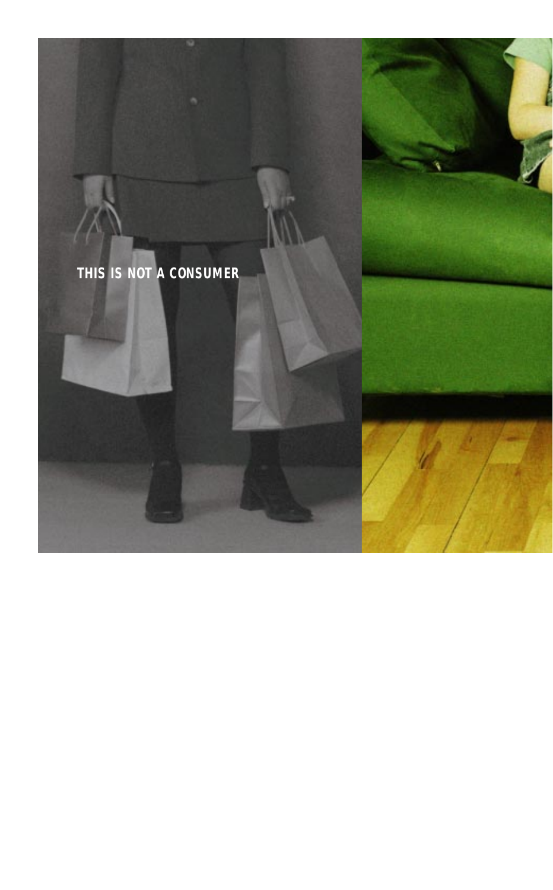THIS IS NOT A CONSUMER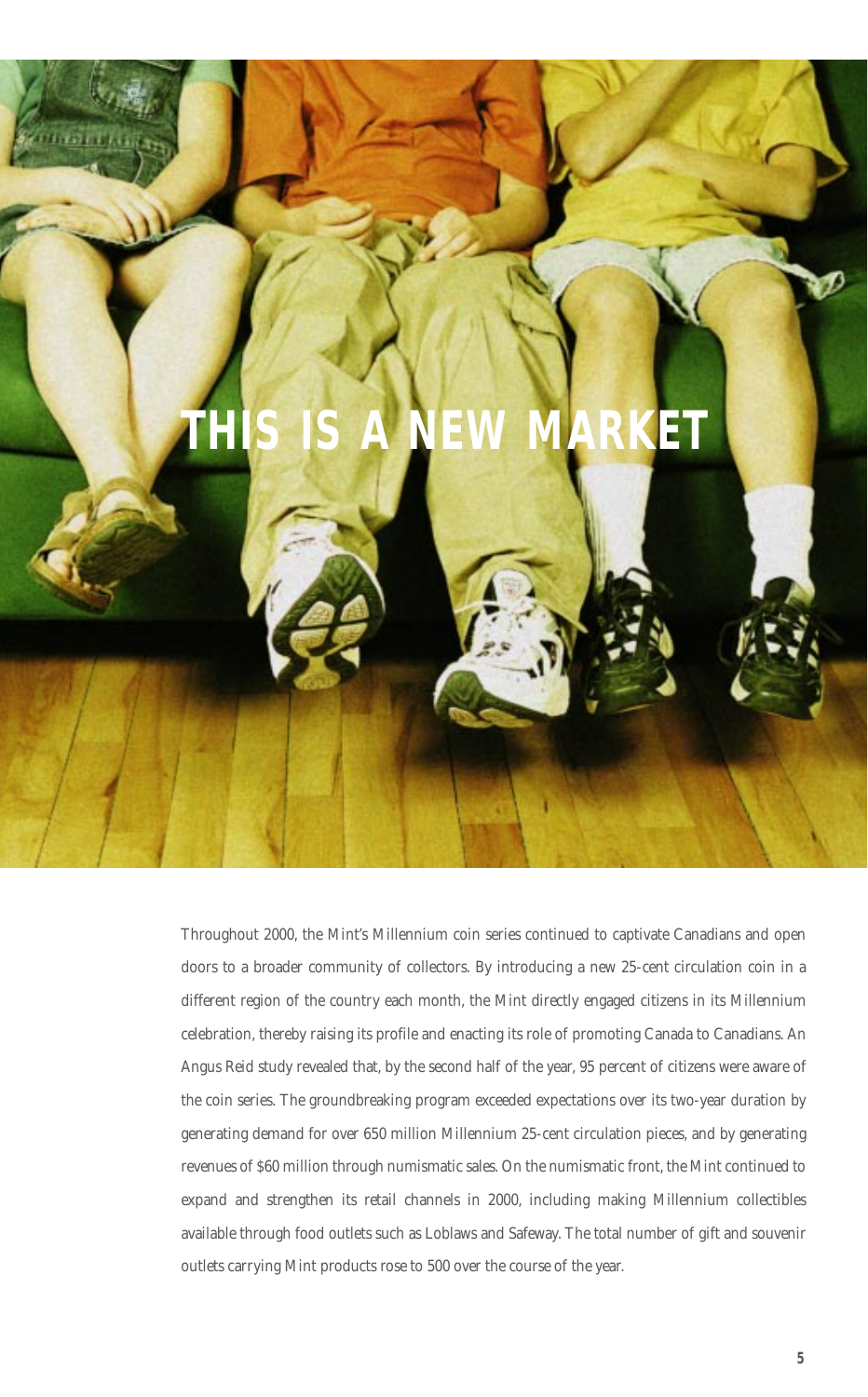# THIS IS A NEW MARKET

Throughout 2000, the Mint's Millennium coin series continued to captivate Canadians and open doors to a broader community of collectors. By introducing a new 25-cent circulation coin in a different region of the country each month, the Mint directly engaged citizens in its Millennium celebration, thereby raising its profile and enacting its role of promoting Canada to Canadians. An Angus Reid study revealed that, by the second half of the year, 95 percent of citizens were aware of the coin series. The groundbreaking program exceeded expectations over its two-year duration by generating demand for over 650 million Millennium 25-cent circulation pieces, and by generating revenues of $60 million through numismatic sales. On the numismatic front, the Mint continued to expand and strengthen its retail channels in 2000, including making Millennium collectibles available through food outlets such as Loblaws and Safeway. The total number of gift and souvenir outlets carrying Mint products rose to 500 over the course of the year.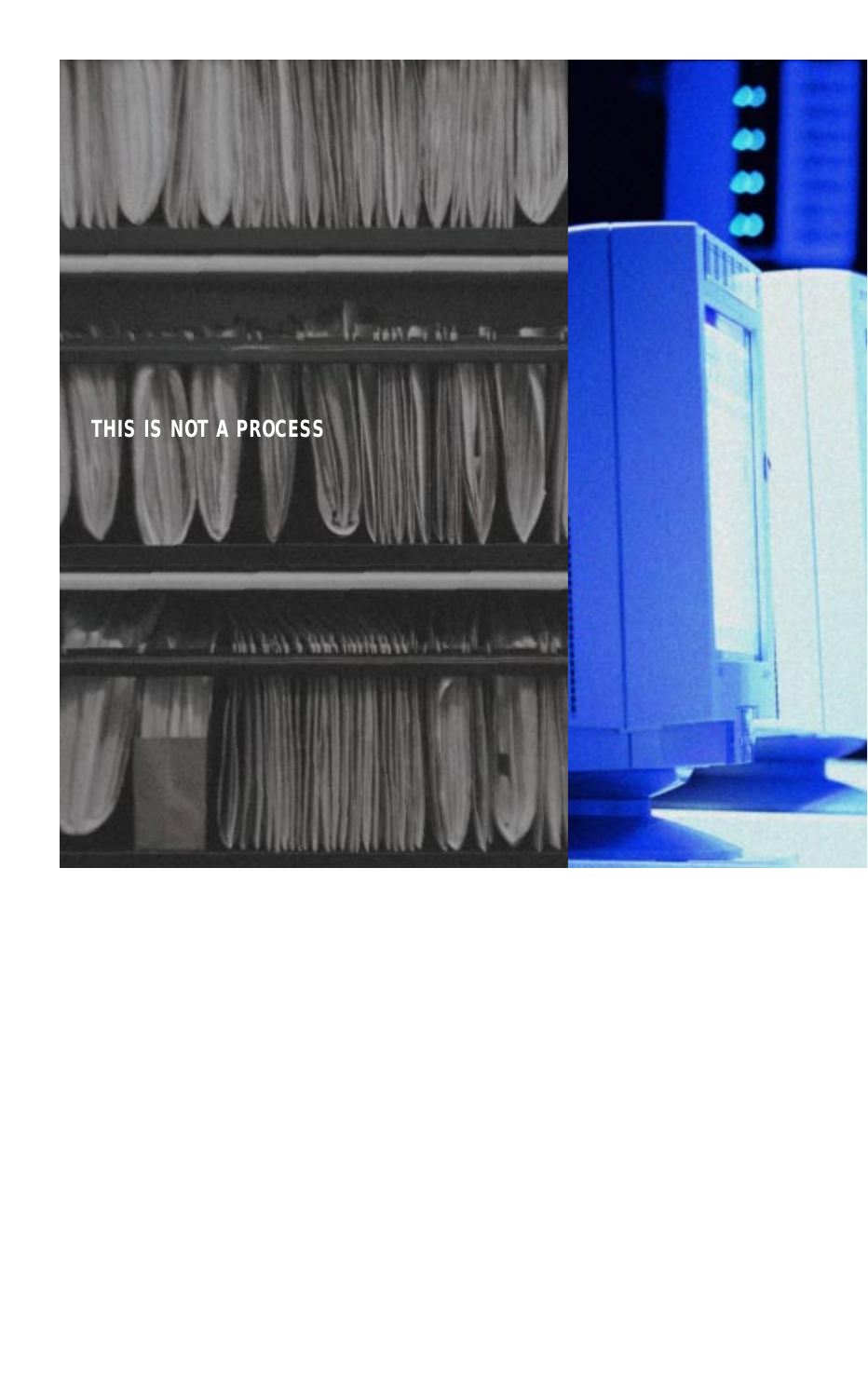THIS IS NOT A PROCESS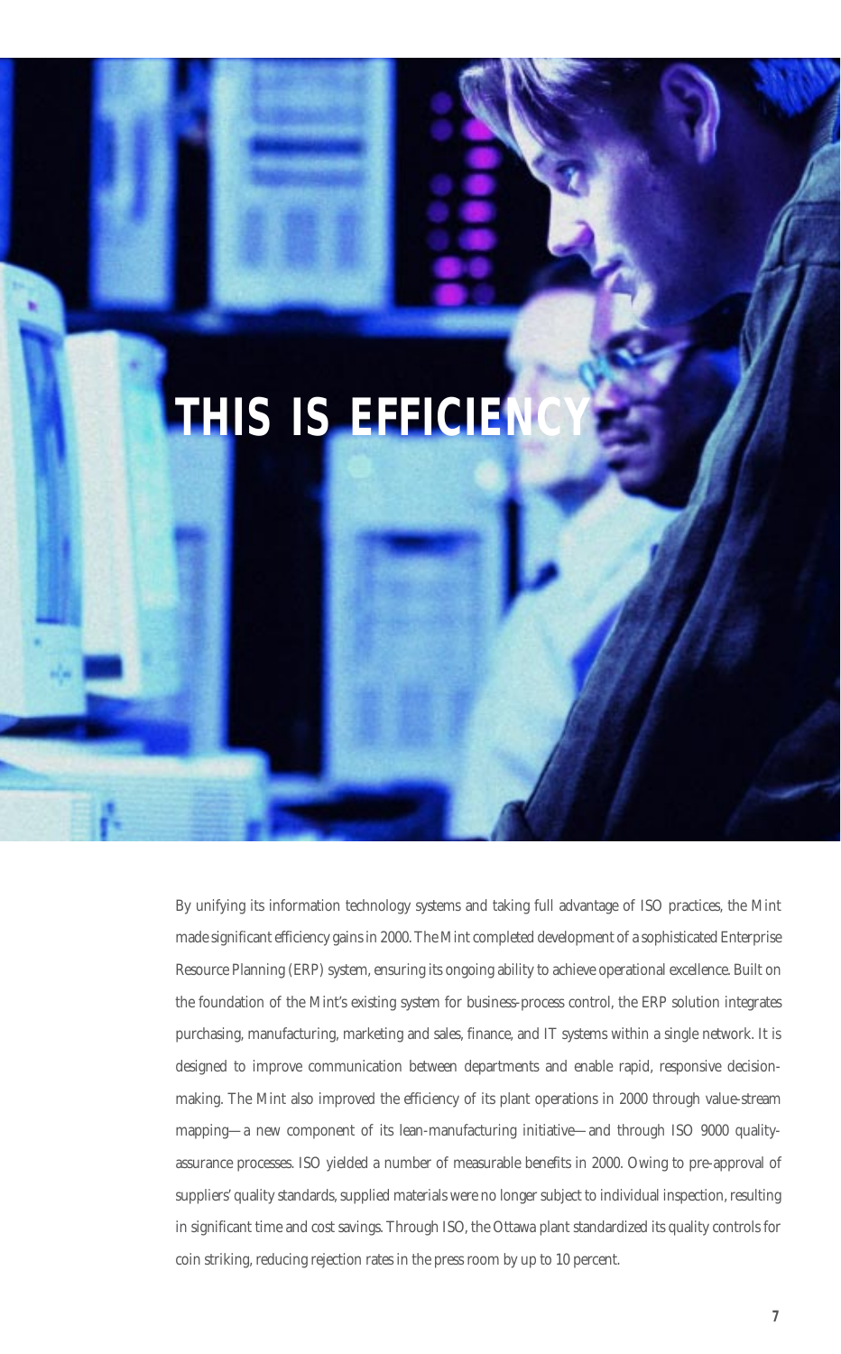# THIS IS EFFICIENCY

By unifying its information technology systems and taking full advantage of ISO practices, the Mint made significant efficiency gains in 2000. The Mint completed development of a sophisticated Enterprise Resource Planning (ERP) system, ensuring its ongoing ability to achieve operational excellence. Built on the foundation of the Mint's existing system for business-process control, the ERP solution integrates purchasing, manufacturing, marketing and sales, finance, and IT systems within a single network. It is designed to improve communication between departments and enable rapid, responsive decision-making. The Mint also improved the efficiency of its plant operations in 2000 through value-stream mapping—a new component of its lean-manufacturing initiative—and through ISO 9000 quality-assurance processes. ISO yielded a number of measurable benefits in 2000. Owing to pre-approval of suppliers' quality standards, supplied materials were no longer subject to individual inspection, resulting in significant time and cost savings. Through ISO, the Ottawa plant standardized its quality controls for coin striking, reducing rejection rates in the press room by up to 10 percent.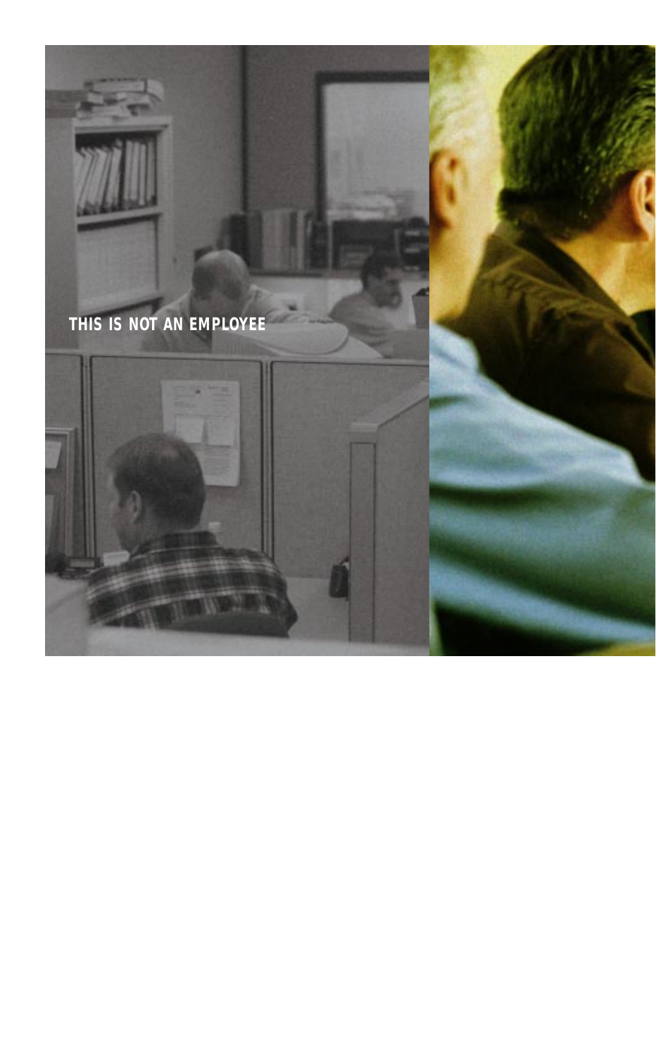THIS IS NOT AN EMPLOYEE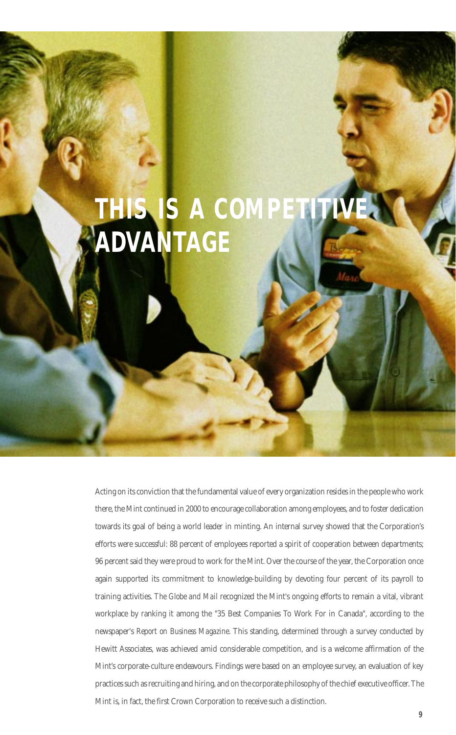# THIS IS A COMPETITIVE ADVANTAGE

Acting on its conviction that the fundamental value of every organization resides in the people who work there, the Mint continued in 2000 to encourage collaboration among employees, and to foster dedication towards its goal of being a world leader in minting. An internal survey showed that the Corporation's efforts were successful: 88 percent of employees reported a spirit of cooperation between departments; 96 percent said they were proud to work for the Mint. Over the course of the year, the Corporation once again supported its commitment to knowledge-building by devoting four percent of its payroll to training activities. *The Globe and Mail* recognized the Mint's ongoing efforts to remain a vital, vibrant workplace by ranking it among the "35 Best Companies To Work For in Canada", according to the newspaper's *Report on Business Magazine*. This standing, determined through a survey conducted by Hewitt Associates, was achieved amid considerable competition, and is a welcome affirmation of the Mint's corporate-culture endeavours. Findings were based on an employee survey, an evaluation of key practices such as recruiting and hiring, and on the corporate philosophy of the chief executive officer. The Mint is, in fact, the first Crown Corporation to receive such a distinction.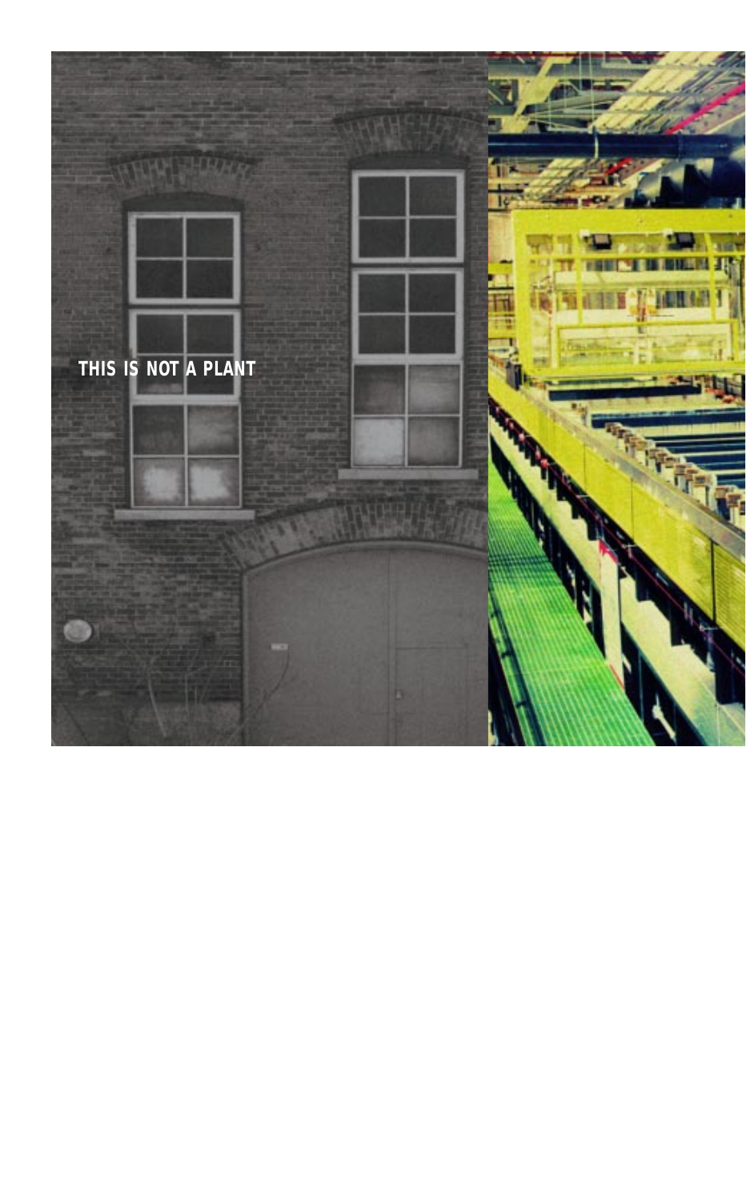THIS IS NOT A PLANT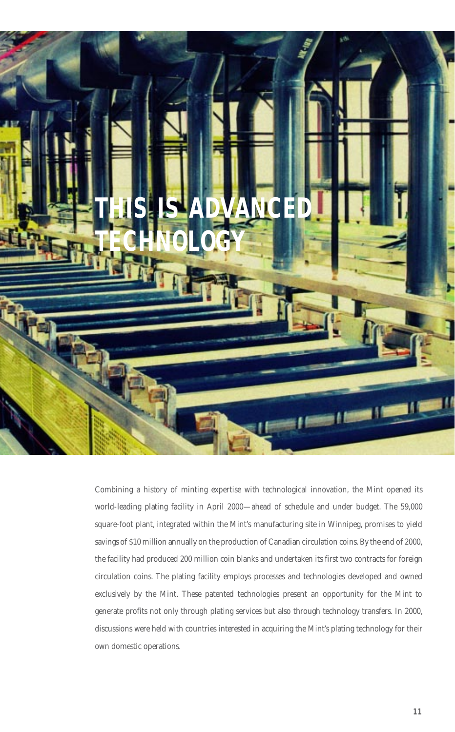# THIS IS ADVANCED TECHNOLOGY

Combining a history of minting expertise with technological innovation, the Mint opened its world-leading plating facility in April 2000—ahead of schedule and under budget. The 59,000 square-foot plant, integrated within the Mint's manufacturing site in Winnipeg, promises to yield savings of $10 million annually on the production of Canadian circulation coins. By the end of 2000, the facility had produced 200 million coin blanks and undertaken its first two contracts for foreign circulation coins. The plating facility employs processes and technologies developed and owned exclusively by the Mint. These patented technologies present an opportunity for the Mint to generate profits not only through plating services but also through technology transfers. In 2000, discussions were held with countries interested in acquiring the Mint's plating technology for their own domestic operations.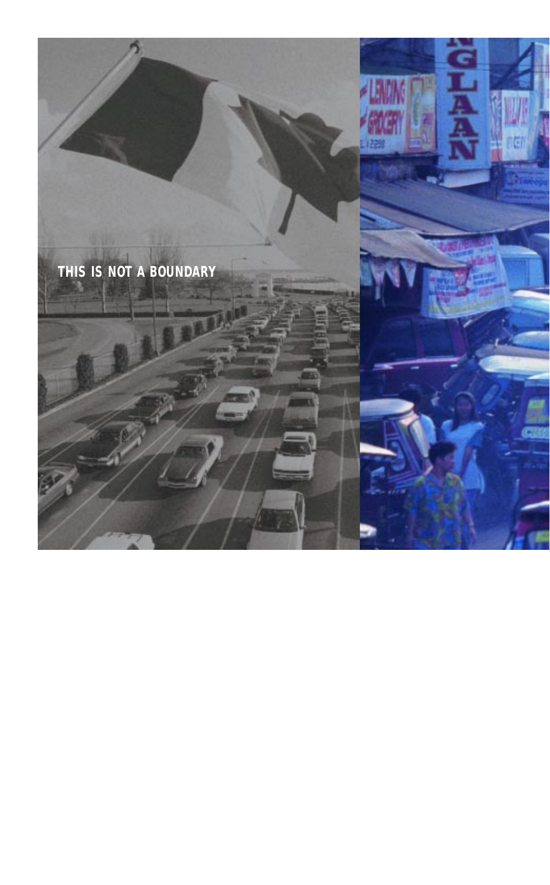THIS IS NOT A BOUNDARY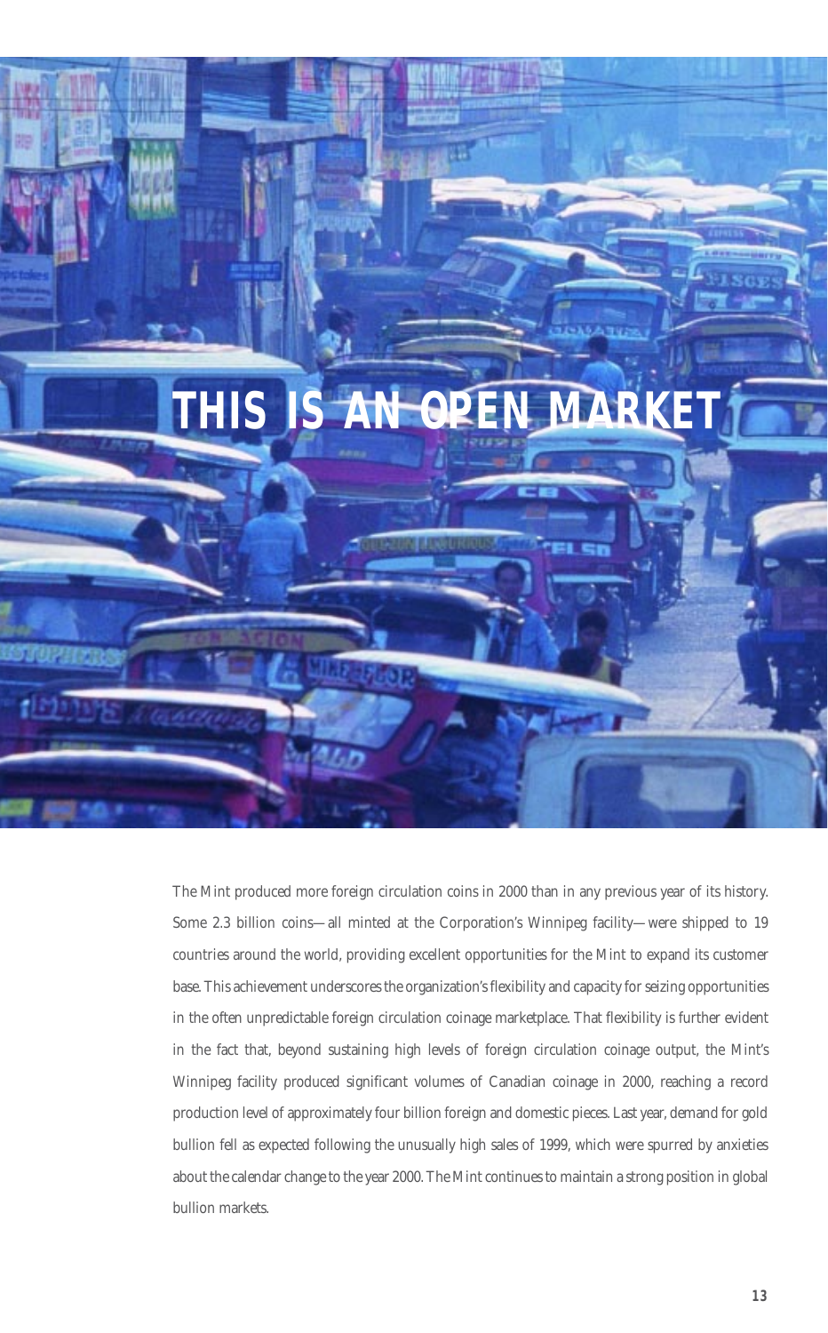# THIS IS AN OPEN MARKET

The Mint produced more foreign circulation coins in 2000 than in any previous year of its history. Some 2.3 billion coins—all minted at the Corporation's Winnipeg facility—were shipped to 19 countries around the world, providing excellent opportunities for the Mint to expand its customer base. This achievement underscores the organization's flexibility and capacity for seizing opportunities in the often unpredictable foreign circulation coinage marketplace. That flexibility is further evident in the fact that, beyond sustaining high levels of foreign circulation coinage output, the Mint's Winnipeg facility produced significant volumes of Canadian coinage in 2000, reaching a record production level of approximately four billion foreign and domestic pieces. Last year, demand for gold bullion fell as expected following the unusually high sales of 1999, which were spurred by anxieties about the calendar change to the year 2000. The Mint continues to maintain a strong position in global bullion markets.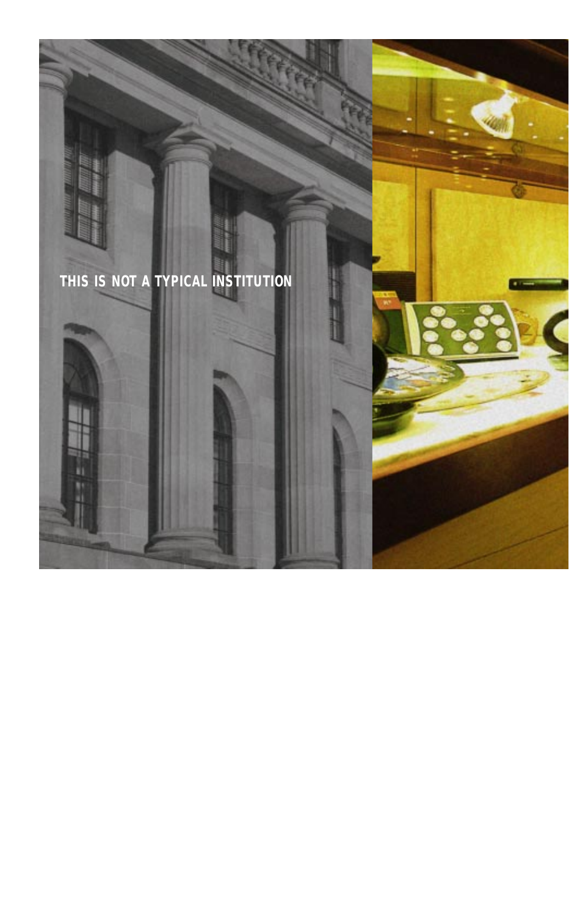THIS IS NOT A TYPICAL INSTITUTION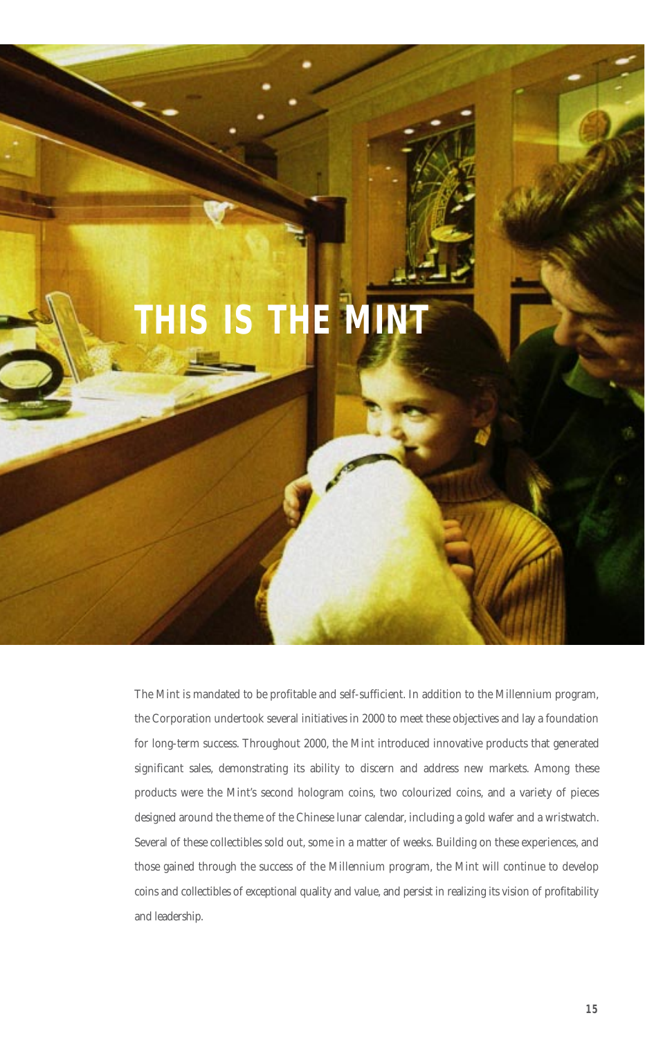# THIS IS THE MINT

The Mint is mandated to be profitable and self-sufficient. In addition to the Millennium program, the Corporation undertook several initiatives in 2000 to meet these objectives and lay a foundation for long-term success. Throughout 2000, the Mint introduced innovative products that generated significant sales, demonstrating its ability to discern and address new markets. Among these products were the Mint's second hologram coins, two colourized coins, and a variety of pieces designed around the theme of the Chinese lunar calendar, including a gold wafer and a wristwatch. Several of these collectibles sold out, some in a matter of weeks. Building on these experiences, and those gained through the success of the Millennium program, the Mint will continue to develop coins and collectibles of exceptional quality and value, and persist in realizing its vision of profitability and leadership.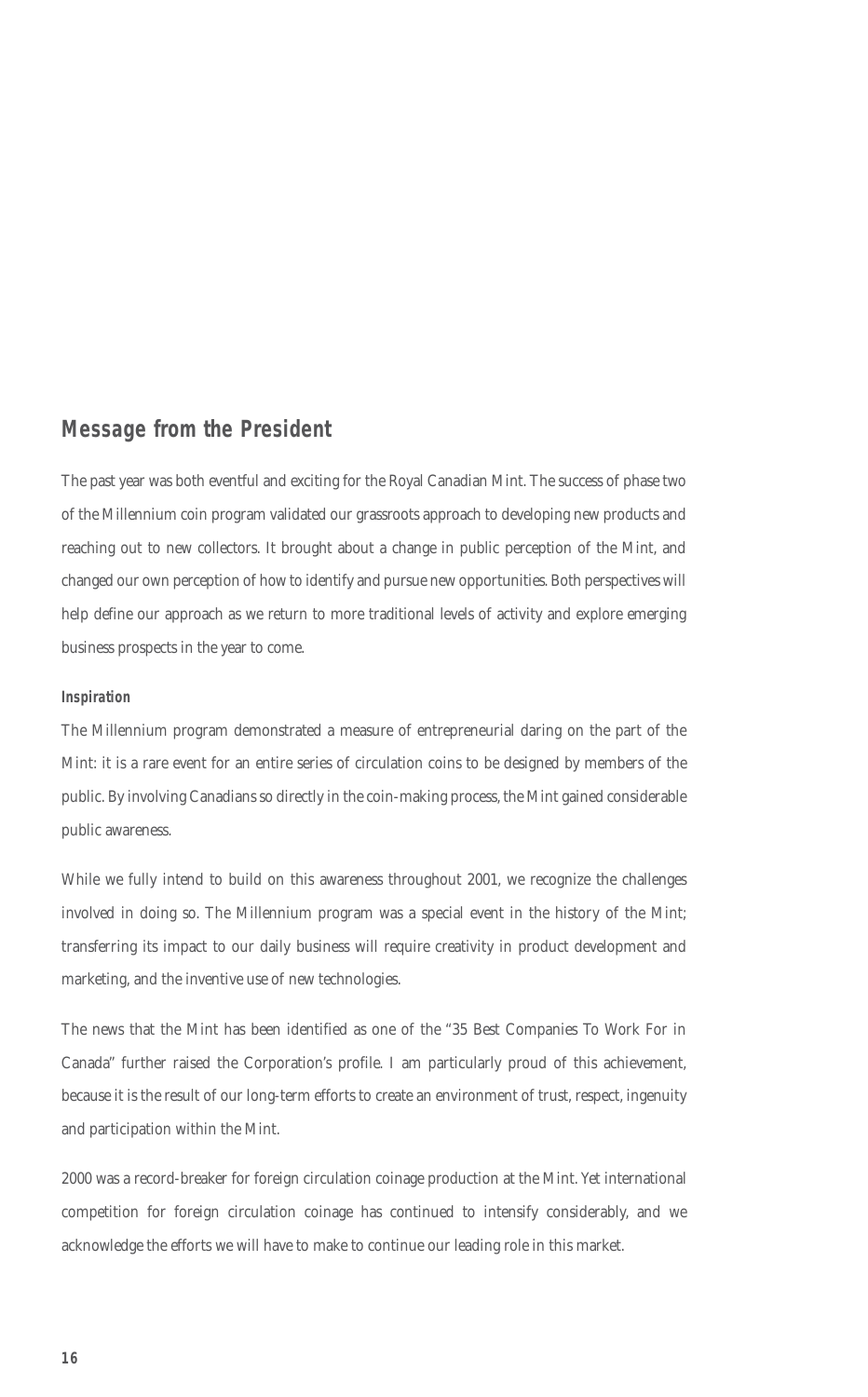## Message from the President

The past year was both eventful and exciting for the Royal Canadian Mint. The success of phase two of the Millennium coin program validated our grassroots approach to developing new products and reaching out to new collectors. It brought about a change in public perception of the Mint, and changed our own perception of how to identify and pursue new opportunities. Both perspectives will help define our approach as we return to more traditional levels of activity and explore emerging business prospects in the year to come.

### Inspiration

The Millennium program demonstrated a measure of entrepreneurial daring on the part of the Mint: it is a rare event for an entire series of circulation coins to be designed by members of the public. By involving Canadians so directly in the coin-making process, the Mint gained considerable public awareness.

While we fully intend to build on this awareness throughout 2001, we recognize the challenges involved in doing so. The Millennium program was a special event in the history of the Mint; transferring its impact to our daily business will require creativity in product development and marketing, and the inventive use of new technologies.

The news that the Mint has been identified as one of the "35 Best Companies To Work For in Canada" further raised the Corporation's profile. I am particularly proud of this achievement, because it is the result of our long-term efforts to create an environment of trust, respect, ingenuity and participation within the Mint.

2000 was a record-breaker for foreign circulation coinage production at the Mint. Yet international competition for foreign circulation coinage has continued to intensify considerably, and we acknowledge the efforts we will have to make to continue our leading role in this market.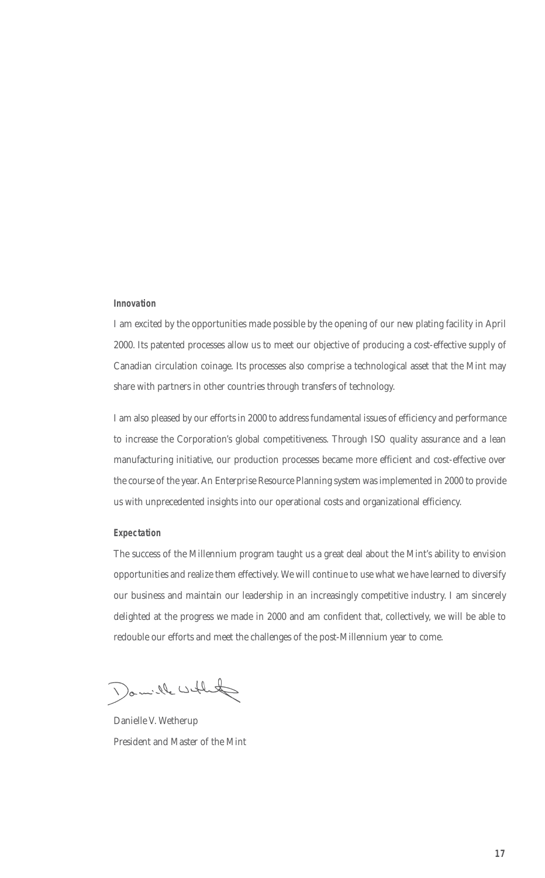### Innovation

I am excited by the opportunities made possible by the opening of our new plating facility in April 2000. Its patented processes allow us to meet our objective of producing a cost-effective supply of Canadian circulation coinage. Its processes also comprise a technological asset that the Mint may share with partners in other countries through transfers of technology.

I am also pleased by our efforts in 2000 to address fundamental issues of efficiency and performance to increase the Corporation's global competitiveness. Through ISO quality assurance and a lean manufacturing initiative, our production processes became more efficient and cost-effective over the course of the year. An Enterprise Resource Planning system was implemented in 2000 to provide us with unprecedented insights into our operational costs and organizational efficiency.

### Expectation

The success of the Millennium program taught us a great deal about the Mint's ability to envision opportunities and realize them effectively. We will continue to use what we have learned to diversify our business and maintain our leadership in an increasingly competitive industry. I am sincerely delighted at the progress we made in 2000 and am confident that, collectively, we will be able to redouble our efforts and meet the challenges of the post-Millennium year to come.

Danielle V. Wetherup
*President and Master of the Mint*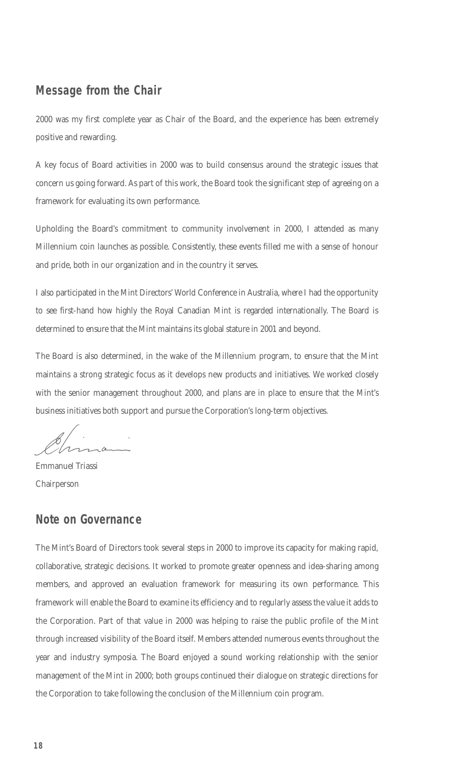## Message from the Chair

2000 was my first complete year as Chair of the Board, and the experience has been extremely positive and rewarding.

A key focus of Board activities in 2000 was to build consensus around the strategic issues that concern us going forward. As part of this work, the Board took the significant step of agreeing on a framework for evaluating its own performance.

Upholding the Board's commitment to community involvement in 2000, I attended as many Millennium coin launches as possible. Consistently, these events filled me with a sense of honour and pride, both in our organization and in the country it serves.

I also participated in the Mint Directors' World Conference in Australia, where I had the opportunity to see first-hand how highly the Royal Canadian Mint is regarded internationally. The Board is determined to ensure that the Mint maintains its global stature in 2001 and beyond.

The Board is also determined, in the wake of the Millennium program, to ensure that the Mint maintains a strong strategic focus as it develops new products and initiatives. We worked closely with the senior management throughout 2000, and plans are in place to ensure that the Mint's business initiatives both support and pursue the Corporation's long-term objectives.

Emmanuel Triassi
Chairperson

## Note on Governance

The Mint's Board of Directors took several steps in 2000 to improve its capacity for making rapid, collaborative, strategic decisions. It worked to promote greater openness and idea-sharing among members, and approved an evaluation framework for measuring its own performance. This framework will enable the Board to examine its efficiency and to regularly assess the value it adds to the Corporation. Part of that value in 2000 was helping to raise the public profile of the Mint through increased visibility of the Board itself. Members attended numerous events throughout the year and industry symposia. The Board enjoyed a sound working relationship with the senior management of the Mint in 2000; both groups continued their dialogue on strategic directions for the Corporation to take following the conclusion of the Millennium coin program.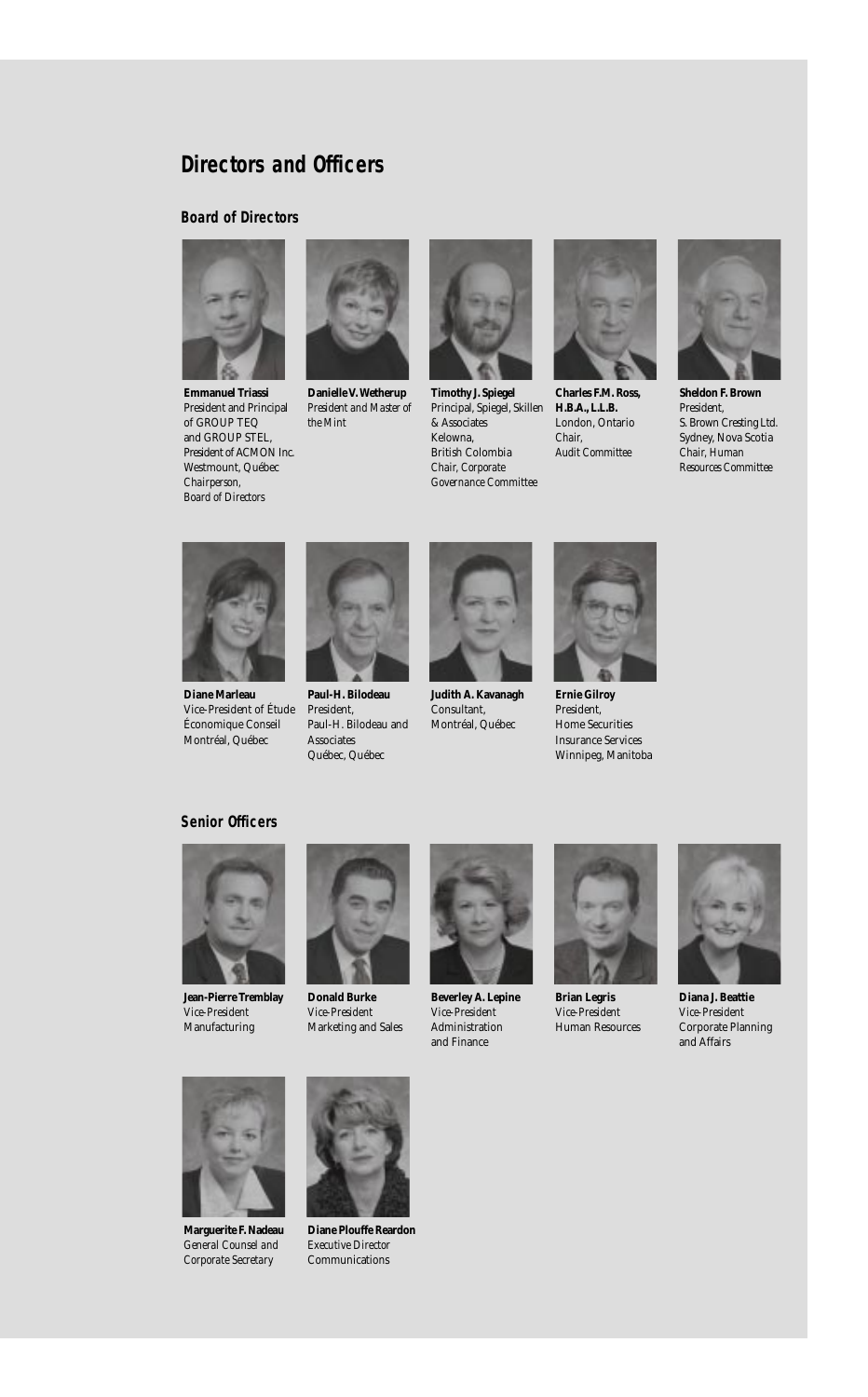## Directors and Officers

### Board of Directors

**Emmanuel Triassi**
President and Principal of GROUP TEQ and GROUP STEL, President of ACMON Inc.
Westmount, Québec
Chairperson, Board of Directors

**Danielle V. Wetherup**
President and Master of the Mint

**Timothy J. Spiegel**
Principal, Spiegel, Skillen & Associates
Kelowna, British Colombia
Chair, Corporate Governance Committee

**Charles F.M. Ross, H.B.A., L.L.B.**
London, Ontario
Chair, Audit Committee

**Sheldon F. Brown**
President, S. Brown Cresting Ltd.
Sydney, Nova Scotia
Chair, Human Resources Committee

**Diane Marleau**
Vice-President of Étude Économique Conseil
Montréal, Québec

**Paul-H. Bilodeau**
President, Paul-H. Bilodeau and Associates
Québec, Québec

**Judith A. Kavanagh**
Consultant,
Montréal, Québec

**Ernie Gilroy**
President, Home Securities Insurance Services
Winnipeg, Manitoba

### Senior Officers

**Jean-Pierre Tremblay**
*Vice-President Manufacturing*

**Donald Burke**
*Vice-President Marketing and Sales*

**Beverley A. Lepine**
*Vice-President Administration and Finance*

**Brian Legris**
*Vice-President Human Resources*

**Diana J. Beattie**
*Vice-President Corporate Planning and Affairs*

**Marguerite F. Nadeau**
*General Counsel and Corporate Secretary*

**Diane Plouffe Reardon**
*Executive Director Communications*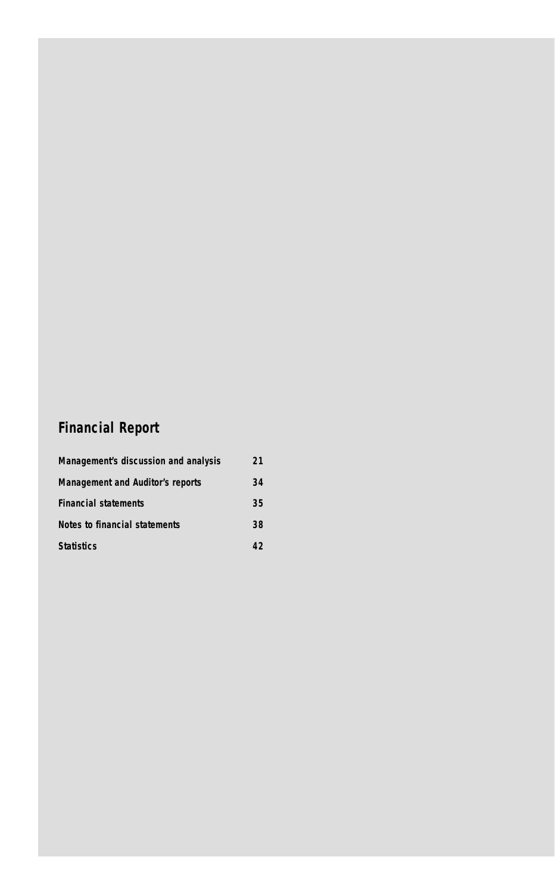# Financial Report

| | |
|---|---|
| **Management's discussion and analysis** | **21** |
| **Management and Auditor's reports** | **34** |
| **Financial statements** | **35** |
| **Notes to financial statements** | **38** |
| **Statistics** | **42** |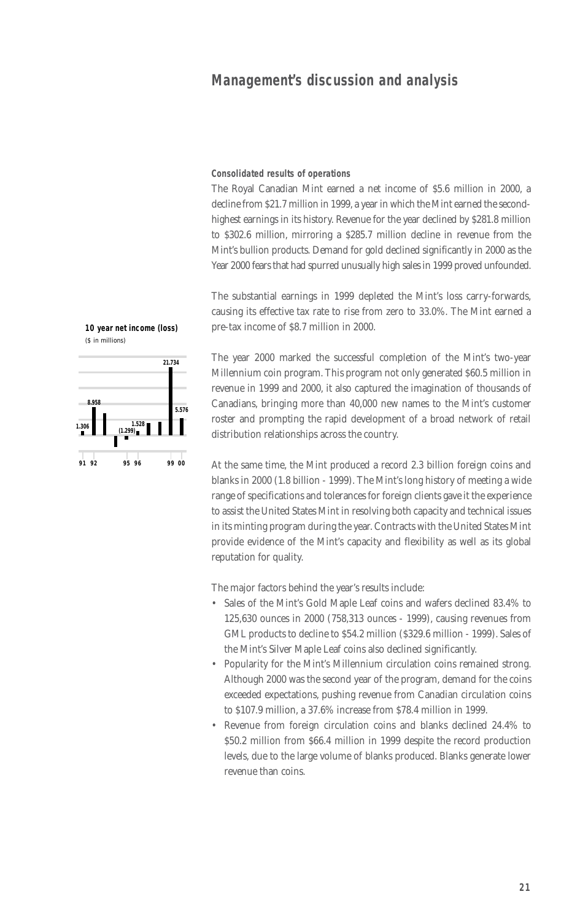# Management's discussion and analysis

**10 year net income (loss)**
($ in millions)

| 91 | 92 | | | 95 | 96 | | | 99 | 00 |
|---|---|---|---|---|---|---|---|---|---|
| 1.306 | 8.958 | | | (1.299) | 1.528 | | | 21.734 | 5.576 |

**Consolidated results of operations**

The Royal Canadian Mint earned a net income of $5.6 million in 2000, a decline from $21.7 million in 1999, a year in which the Mint earned the second-highest earnings in its history. Revenue for the year declined by $281.8 million to $302.6 million, mirroring a $285.7 million decline in revenue from the Mint's bullion products. Demand for gold declined significantly in 2000 as the Year 2000 fears that had spurred unusually high sales in 1999 proved unfounded.

The substantial earnings in 1999 depleted the Mint's loss carry-forwards, causing its effective tax rate to rise from zero to 33.0%. The Mint earned a pre-tax income of $8.7 million in 2000.

The year 2000 marked the successful completion of the Mint's two-year Millennium coin program. This program not only generated $60.5 million in revenue in 1999 and 2000, it also captured the imagination of thousands of Canadians, bringing more than 40,000 new names to the Mint's customer roster and prompting the rapid development of a broad network of retail distribution relationships across the country.

At the same time, the Mint produced a record 2.3 billion foreign coins and blanks in 2000 (1.8 billion - 1999). The Mint's long history of meeting a wide range of specifications and tolerances for foreign clients gave it the experience to assist the United States Mint in resolving both capacity and technical issues in its minting program during the year. Contracts with the United States Mint provide evidence of the Mint's capacity and flexibility as well as its global reputation for quality.

The major factors behind the year's results include:

- Sales of the Mint's Gold Maple Leaf coins and wafers declined 83.4% to 125,630 ounces in 2000 (758,313 ounces - 1999), causing revenues from GML products to decline to $54.2 million ($329.6 million - 1999). Sales of the Mint's Silver Maple Leaf coins also declined significantly.
- Popularity for the Mint's Millennium circulation coins remained strong. Although 2000 was the second year of the program, demand for the coins exceeded expectations, pushing revenue from Canadian circulation coins to $107.9 million, a 37.6% increase from $78.4 million in 1999.
- Revenue from foreign circulation coins and blanks declined 24.4% to $50.2 million from $66.4 million in 1999 despite the record production levels, due to the large volume of blanks produced. Blanks generate lower revenue than coins.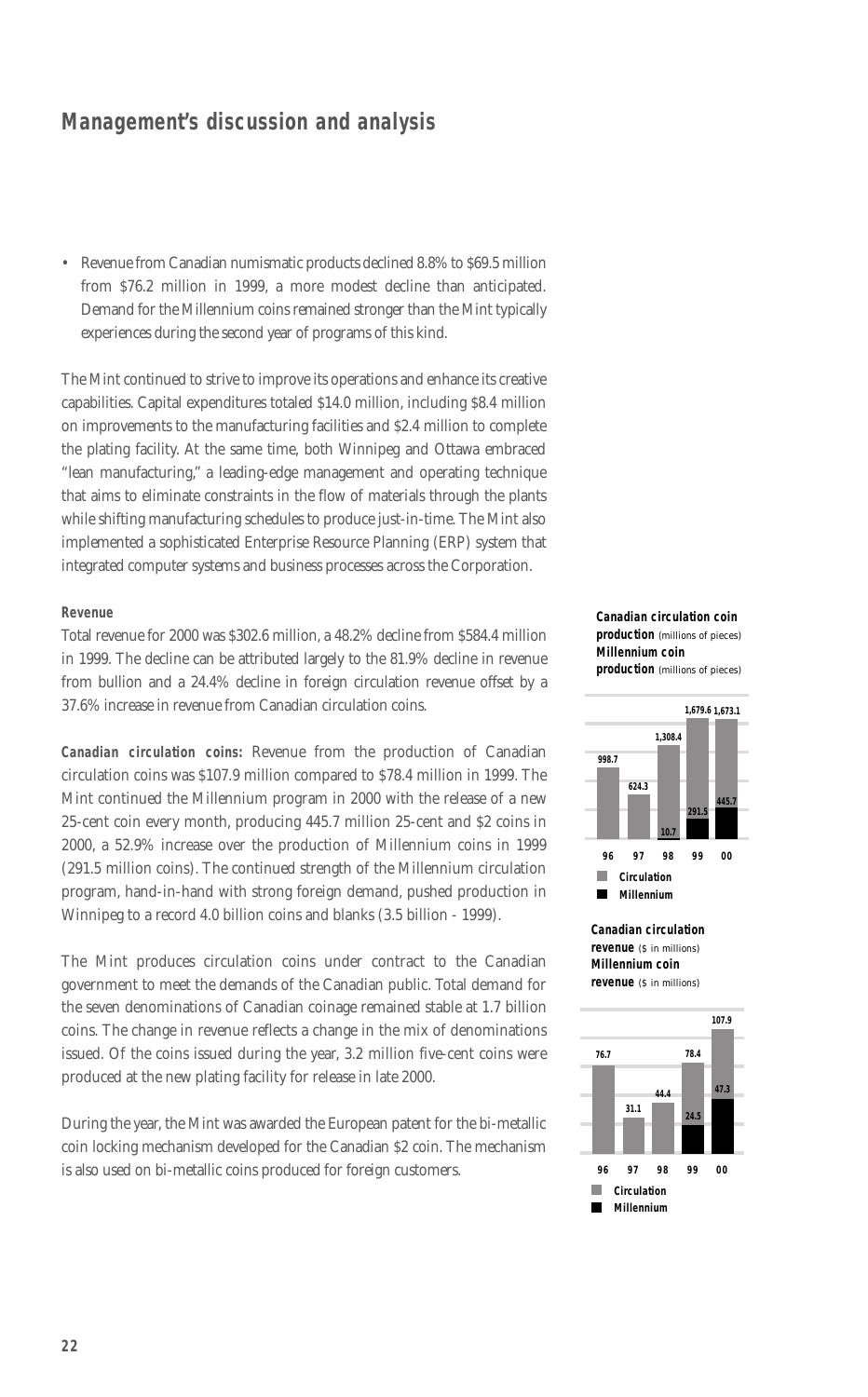## Management's discussion and analysis

- Revenue from Canadian numismatic products declined 8.8% to $69.5 million from $76.2 million in 1999, a more modest decline than anticipated. Demand for the Millennium coins remained stronger than the Mint typically experiences during the second year of programs of this kind.

The Mint continued to strive to improve its operations and enhance its creative capabilities. Capital expenditures totaled $14.0 million, including $8.4 million on improvements to the manufacturing facilities and $2.4 million to complete the plating facility. At the same time, both Winnipeg and Ottawa embraced "lean manufacturing," a leading-edge management and operating technique that aims to eliminate constraints in the flow of materials through the plants while shifting manufacturing schedules to produce just-in-time. The Mint also implemented a sophisticated Enterprise Resource Planning (ERP) system that integrated computer systems and business processes across the Corporation.

### Revenue

Total revenue for 2000 was $302.6 million, a 48.2% decline from $584.4 million in 1999. The decline can be attributed largely to the 81.9% decline in revenue from bullion and a 24.4% decline in foreign circulation revenue offset by a 37.6% increase in revenue from Canadian circulation coins.

**Canadian circulation coins:** Revenue from the production of Canadian circulation coins was $107.9 million compared to $78.4 million in 1999. The Mint continued the Millennium program in 2000 with the release of a new 25-cent coin every month, producing 445.7 million 25-cent and $2 coins in 2000, a 52.9% increase over the production of Millennium coins in 1999 (291.5 million coins). The continued strength of the Millennium circulation program, hand-in-hand with strong foreign demand, pushed production in Winnipeg to a record 4.0 billion coins and blanks (3.5 billion - 1999).

The Mint produces circulation coins under contract to the Canadian government to meet the demands of the Canadian public. Total demand for the seven denominations of Canadian coinage remained stable at 1.7 billion coins. The change in revenue reflects a change in the mix of denominations issued. Of the coins issued during the year, 3.2 million five-cent coins were produced at the new plating facility for release in late 2000.

During the year, the Mint was awarded the European patent for the bi-metallic coin locking mechanism developed for the Canadian $2 coin. The mechanism is also used on bi-metallic coins produced for foreign customers.

**Canadian circulation coin production** (millions of pieces)
**Millennium coin production** (millions of pieces)

| | 96 | 97 | 98 | 99 | 00 |
|---|---|---|---|---|---|
| Circulation | 998.7 | 624.3 | 1,308.4 | 1,679.6 | 1,673.1 |
| Millennium | | | 10.7 | 291.5 | 445.7 |

**Canadian circulation revenue** ($ in millions)
**Millennium coin revenue** ($ in millions)

| | 96 | 97 | 98 | 99 | 00 |
|---|---|---|---|---|---|
| Circulation | 76.7 | 31.1 | 44.4 | 78.4 | 107.9 |
| Millennium | | | | 24.5 | 47.3 |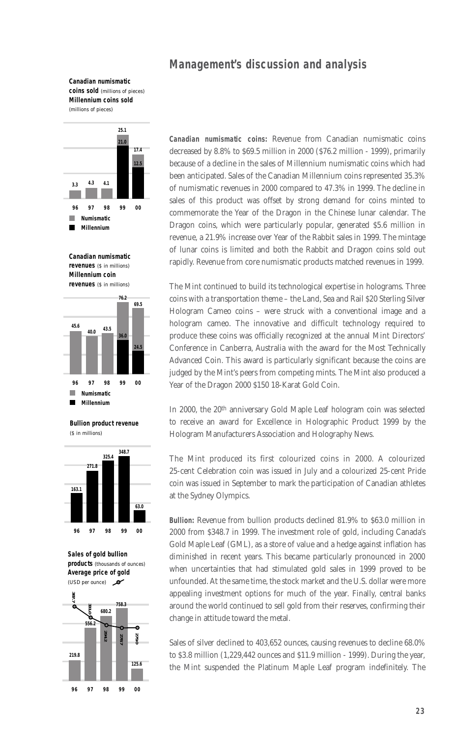## Management's discussion and analysis

**Canadian numismatic coins sold** (millions of pieces)
**Millennium coins sold** (millions of pieces)

| | 96 | 97 | 98 | 99 | 00 |
|---|---|---|---|---|---|
| Numismatic | 3.3 | 4.3 | 4.1 | 25.1 | 17.4 |
| Millennium | | | | 21.0 | 12.5 |

**Canadian numismatic revenues** ($ in millions)
**Millennium coin revenues** ($ in millions)

| | 96 | 97 | 98 | 99 | 00 |
|---|---|---|---|---|---|
| Numismatic | 45.6 | 40.0 | 43.5 | 76.2 | 69.5 |
| Millennium | | | | 36.0 | 24.5 |

**Bullion product revenue** ($ in millions)

| 96 | 97 | 98 | 99 | 00 |
|---|---|---|---|---|
| 163.1 | 271.8 | 325.4 | 348.7 | 63.0 |

**Sales of gold bullion products** (thousands of ounces)
**Average price of gold** (USD per ounce)

| | 96 | 97 | 98 | 99 | 00 |
|---|---|---|---|---|---|
| Sales of gold bullion products | 219.8 | 556.2 | 680.2 | 758.3 | 125.6 |
| Average price of gold | 387.7 | 331.0 | 294.2 | 278.7 | 279.0 |

**Canadian numismatic coins:** Revenue from Canadian numismatic coins decreased by 8.8% to $69.5 million in 2000 ($76.2 million - 1999), primarily because of a decline in the sales of Millennium numismatic coins which had been anticipated. Sales of the Canadian Millennium coins represented 35.3% of numismatic revenues in 2000 compared to 47.3% in 1999. The decline in sales of this product was offset by strong demand for coins minted to commemorate the Year of the Dragon in the Chinese lunar calendar. The Dragon coins, which were particularly popular, generated $5.6 million in revenue, a 21.9% increase over Year of the Rabbit sales in 1999. The mintage of lunar coins is limited and both the Rabbit and Dragon coins sold out rapidly. Revenue from core numismatic products matched revenues in 1999.

The Mint continued to build its technological expertise in holograms. Three coins with a transportation theme – the Land, Sea and Rail $20 Sterling Silver Hologram Cameo coins – were struck with a conventional image and a hologram cameo. The innovative and difficult technology required to produce these coins was officially recognized at the annual Mint Directors' Conference in Canberra, Australia with the award for the Most Technically Advanced Coin. This award is particularly significant because the coins are judged by the Mint's peers from competing mints. The Mint also produced a Year of the Dragon 2000 $150 18-Karat Gold Coin.

In 2000, the 20th anniversary Gold Maple Leaf hologram coin was selected to receive an award for Excellence in Holographic Product 1999 by the Hologram Manufacturers Association and Holography News.

The Mint produced its first colourized coins in 2000. A colourized 25-cent Celebration coin was issued in July and a colourized 25-cent Pride coin was issued in September to mark the participation of Canadian athletes at the Sydney Olympics.

**Bullion:** Revenue from bullion products declined 81.9% to $63.0 million in 2000 from $348.7 in 1999. The investment role of gold, including Canada's Gold Maple Leaf (GML), as a store of value and a hedge against inflation has diminished in recent years. This became particularly pronounced in 2000 when uncertainties that had stimulated gold sales in 1999 proved to be unfounded. At the same time, the stock market and the U.S. dollar were more appealing investment options for much of the year. Finally, central banks around the world continued to sell gold from their reserves, confirming their change in attitude toward the metal.

Sales of silver declined to 403,652 ounces, causing revenues to decline 68.0% to $3.8 million (1,229,442 ounces and $11.9 million - 1999). During the year, the Mint suspended the Platinum Maple Leaf program indefinitely. The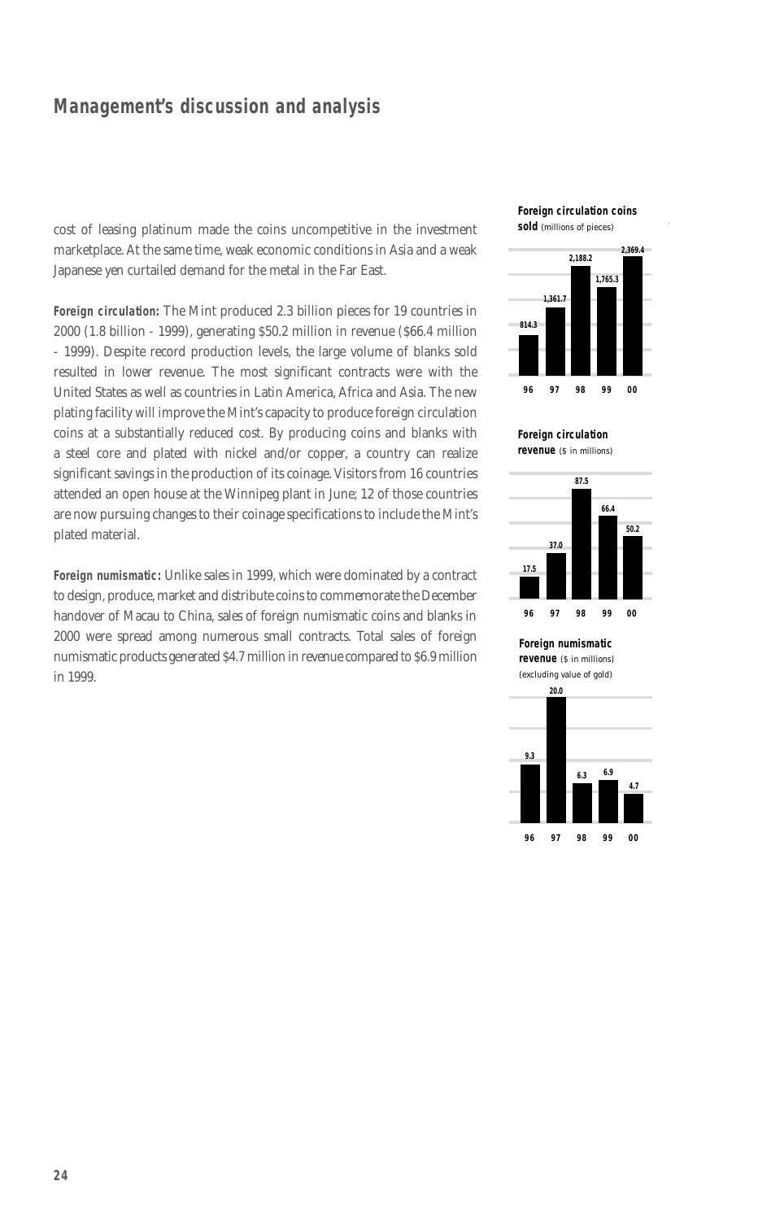## Management's discussion and analysis

cost of leasing platinum made the coins uncompetitive in the investment marketplace. At the same time, weak economic conditions in Asia and a weak Japanese yen curtailed demand for the metal in the Far East.

**Foreign circulation:** The Mint produced 2.3 billion pieces for 19 countries in 2000 (1.8 billion - 1999), generating $50.2 million in revenue ($66.4 million - 1999). Despite record production levels, the large volume of blanks sold resulted in lower revenue. The most significant contracts were with the United States as well as countries in Latin America, Africa and Asia. The new plating facility will improve the Mint's capacity to produce foreign circulation coins at a substantially reduced cost. By producing coins and blanks with a steel core and plated with nickel and/or copper, a country can realize significant savings in the production of its coinage. Visitors from 16 countries attended an open house at the Winnipeg plant in June; 12 of those countries are now pursuing changes to their coinage specifications to include the Mint's plated material.

**Foreign numismatic:** Unlike sales in 1999, which were dominated by a contract to design, produce, market and distribute coins to commemorate the December handover of Macau to China, sales of foreign numismatic coins and blanks in 2000 were spread among numerous small contracts. Total sales of foreign numismatic products generated $4.7 million in revenue compared to $6.9 million in 1999.

**Foreign circulation coins sold** (millions of pieces)

| 96 | 97 | 98 | 99 | 00 |
|---|---|---|---|---|
| 814.3 | 1,361.7 | 2,188.2 | 1,765.3 | 2,369.4 |

**Foreign circulation revenue** ($ in millions)

| 96 | 97 | 98 | 99 | 00 |
|---|---|---|---|---|
| 17.5 | 37.0 | 87.5 | 66.4 | 50.2 |

**Foreign numismatic revenue** ($ in millions) (excluding value of gold)

| 96 | 97 | 98 | 99 | 00 |
|---|---|---|---|---|
| 9.3 | 20.0 | 6.3 | 6.9 | 4.7 |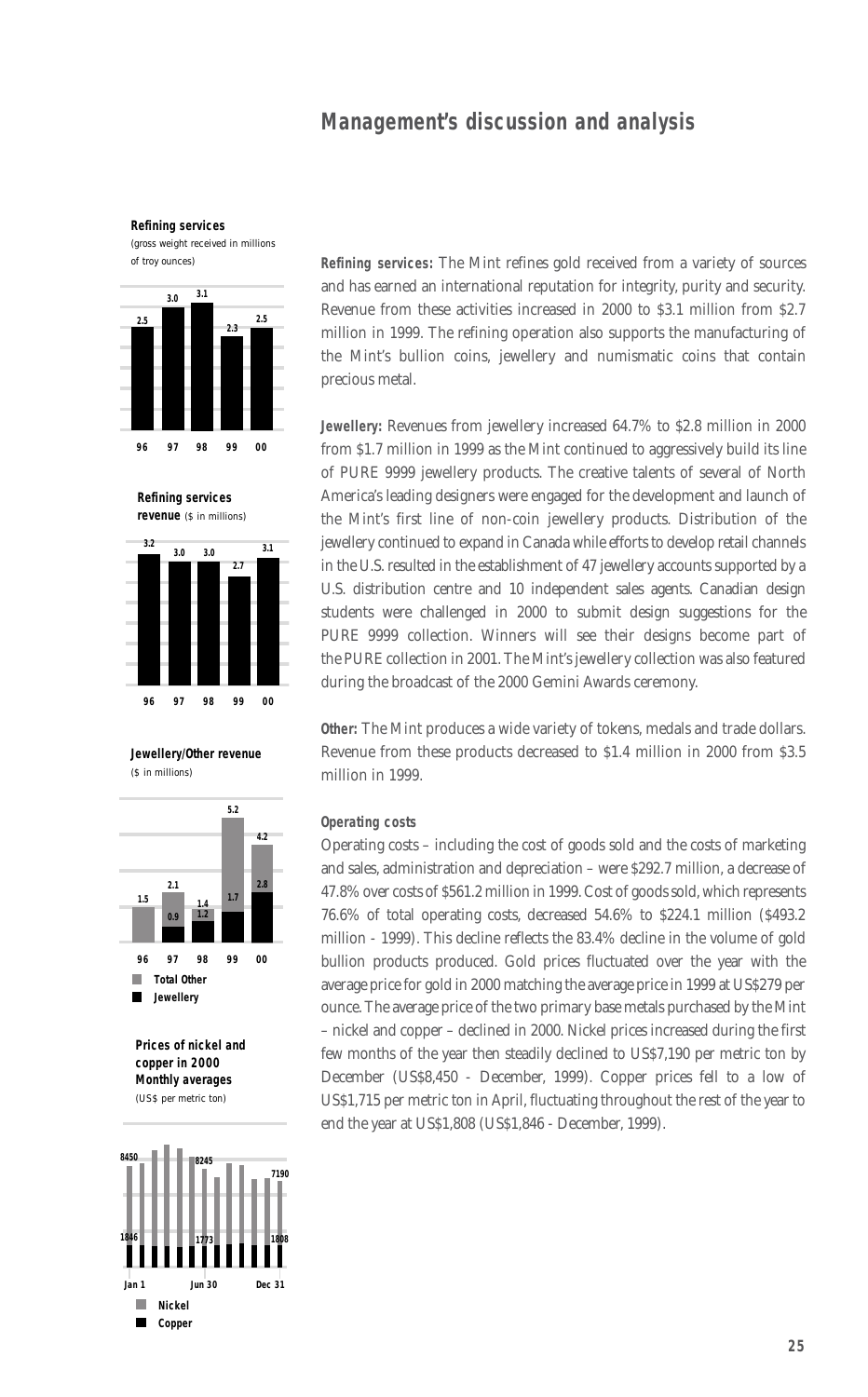## Management's discussion and analysis

**Refining services**
(gross weight received in millions of troy ounces)

| 96 | 97 | 98 | 99 | 00 |
|---|---|---|---|---|
| 2.5 | 3.0 | 3.1 | 2.3 | 2.5 |

**Refining services revenue** ($ in millions)

| 96 | 97 | 98 | 99 | 00 |
|---|---|---|---|---|
| 3.2 | 3.0 | 3.0 | 2.7 | 3.1 |

**Jewellery/Other revenue**
($ in millions)

| | 96 | 97 | 98 | 99 | 00 |
|---|---|---|---|---|---|
| Total Other | 1.5 | 2.1 | 1.4 | 5.2 | 4.2 |
| Jewellery | | 0.9 | 1.2 | 1.7 | 2.8 |

**Prices of nickel and copper in 2000**
**Monthly averages**
(US$ per metric ton)

| | Jan 1 | Jun 30 | Dec 31 |
|---|---|---|---|
| Nickel | 8450 | 8245 | 7190 |
| Copper | 1846 | 1773 | 1808 |

**Refining services:** The Mint refines gold received from a variety of sources and has earned an international reputation for integrity, purity and security. Revenue from these activities increased in 2000 to $3.1 million from $2.7 million in 1999. The refining operation also supports the manufacturing of the Mint's bullion coins, jewellery and numismatic coins that contain precious metal.

**Jewellery:** Revenues from jewellery increased 64.7% to $2.8 million in 2000 from $1.7 million in 1999 as the Mint continued to aggressively build its line of PURE 9999 jewellery products. The creative talents of several of North America's leading designers were engaged for the development and launch of the Mint's first line of non-coin jewellery products. Distribution of the jewellery continued to expand in Canada while efforts to develop retail channels in the U.S. resulted in the establishment of 47 jewellery accounts supported by a U.S. distribution centre and 10 independent sales agents. Canadian design students were challenged in 2000 to submit design suggestions for the PURE 9999 collection. Winners will see their designs become part of the PURE collection in 2001. The Mint's jewellery collection was also featured during the broadcast of the 2000 Gemini Awards ceremony.

**Other:** The Mint produces a wide variety of tokens, medals and trade dollars. Revenue from these products decreased to $1.4 million in 2000 from $3.5 million in 1999.

### Operating costs

Operating costs – including the cost of goods sold and the costs of marketing and sales, administration and depreciation – were $292.7 million, a decrease of 47.8% over costs of $561.2 million in 1999. Cost of goods sold, which represents 76.6% of total operating costs, decreased 54.6% to $224.1 million ($493.2 million - 1999). This decline reflects the 83.4% decline in the volume of gold bullion products produced. Gold prices fluctuated over the year with the average price for gold in 2000 matching the average price in 1999 at US$279 per ounce. The average price of the two primary base metals purchased by the Mint – nickel and copper – declined in 2000. Nickel prices increased during the first few months of the year then steadily declined to US$7,190 per metric ton by December (US$8,450 - December, 1999). Copper prices fell to a low of US$1,715 per metric ton in April, fluctuating throughout the rest of the year to end the year at US$1,808 (US$1,846 - December, 1999).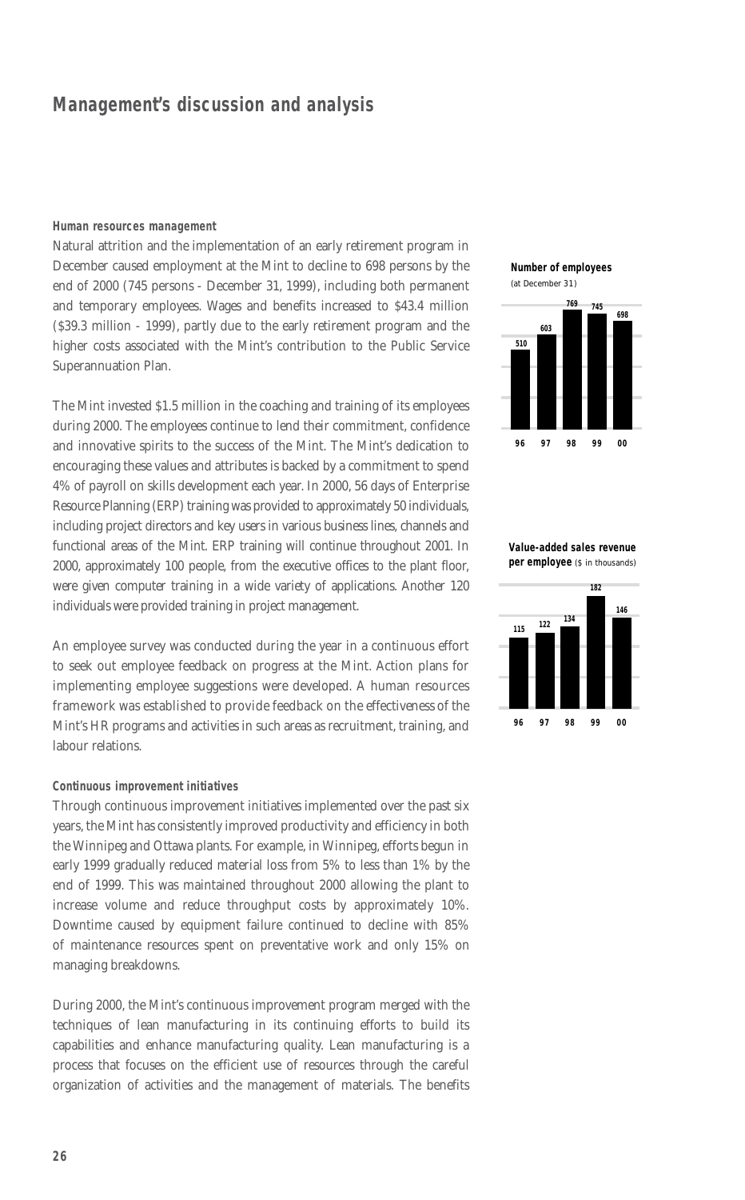# Management's discussion and analysis

### Human resources management

Natural attrition and the implementation of an early retirement program in December caused employment at the Mint to decline to 698 persons by the end of 2000 (745 persons - December 31, 1999), including both permanent and temporary employees. Wages and benefits increased to $43.4 million ($39.3 million - 1999), partly due to the early retirement program and the higher costs associated with the Mint's contribution to the Public Service Superannuation Plan.

The Mint invested $1.5 million in the coaching and training of its employees during 2000. The employees continue to lend their commitment, confidence and innovative spirits to the success of the Mint. The Mint's dedication to encouraging these values and attributes is backed by a commitment to spend 4% of payroll on skills development each year. In 2000, 56 days of Enterprise Resource Planning (ERP) training was provided to approximately 50 individuals, including project directors and key users in various business lines, channels and functional areas of the Mint. ERP training will continue throughout 2001. In 2000, approximately 100 people, from the executive offices to the plant floor, were given computer training in a wide variety of applications. Another 120 individuals were provided training in project management.

An employee survey was conducted during the year in a continuous effort to seek out employee feedback on progress at the Mint. Action plans for implementing employee suggestions were developed. A human resources framework was established to provide feedback on the effectiveness of the Mint's HR programs and activities in such areas as recruitment, training, and labour relations.

**Number of employees**
(at December 31)

| 96 | 97 | 98 | 99 | 00 |
|---|---|---|---|---|
| 510 | 603 | 769 | 745 | 698 |

**Value-added sales revenue per employee** ($ in thousands)

| 96 | 97 | 98 | 99 | 00 |
|---|---|---|---|---|
| 115 | 122 | 134 | 182 | 146 |

### Continuous improvement initiatives

Through continuous improvement initiatives implemented over the past six years, the Mint has consistently improved productivity and efficiency in both the Winnipeg and Ottawa plants. For example, in Winnipeg, efforts begun in early 1999 gradually reduced material loss from 5% to less than 1% by the end of 1999. This was maintained throughout 2000 allowing the plant to increase volume and reduce throughput costs by approximately 10%. Downtime caused by equipment failure continued to decline with 85% of maintenance resources spent on preventative work and only 15% on managing breakdowns.

During 2000, the Mint's continuous improvement program merged with the techniques of lean manufacturing in its continuing efforts to build its capabilities and enhance manufacturing quality. Lean manufacturing is a process that focuses on the efficient use of resources through the careful organization of activities and the management of materials. The benefits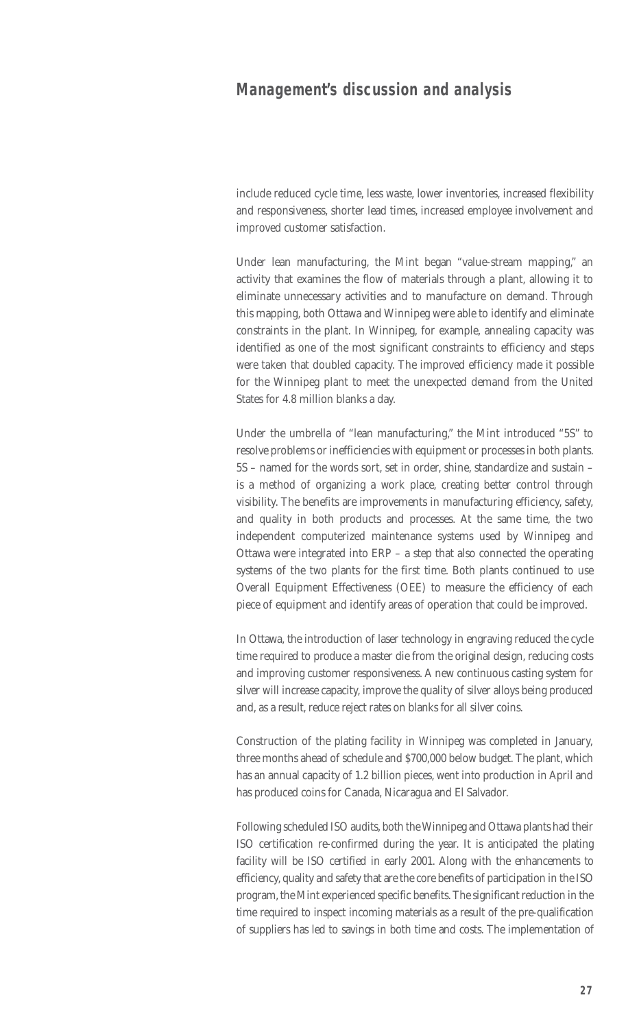include reduced cycle time, less waste, lower inventories, increased flexibility and responsiveness, shorter lead times, increased employee involvement and improved customer satisfaction.

Under lean manufacturing, the Mint began "value-stream mapping," an activity that examines the flow of materials through a plant, allowing it to eliminate unnecessary activities and to manufacture on demand. Through this mapping, both Ottawa and Winnipeg were able to identify and eliminate constraints in the plant. In Winnipeg, for example, annealing capacity was identified as one of the most significant constraints to efficiency and steps were taken that doubled capacity. The improved efficiency made it possible for the Winnipeg plant to meet the unexpected demand from the United States for 4.8 million blanks a day.

Under the umbrella of "lean manufacturing," the Mint introduced "5S" to resolve problems or inefficiencies with equipment or processes in both plants. 5S – named for the words sort, set in order, shine, standardize and sustain – is a method of organizing a work place, creating better control through visibility. The benefits are improvements in manufacturing efficiency, safety, and quality in both products and processes. At the same time, the two independent computerized maintenance systems used by Winnipeg and Ottawa were integrated into ERP – a step that also connected the operating systems of the two plants for the first time. Both plants continued to use Overall Equipment Effectiveness (OEE) to measure the efficiency of each piece of equipment and identify areas of operation that could be improved.

In Ottawa, the introduction of laser technology in engraving reduced the cycle time required to produce a master die from the original design, reducing costs and improving customer responsiveness. A new continuous casting system for silver will increase capacity, improve the quality of silver alloys being produced and, as a result, reduce reject rates on blanks for all silver coins.

Construction of the plating facility in Winnipeg was completed in January, three months ahead of schedule and $700,000 below budget. The plant, which has an annual capacity of 1.2 billion pieces, went into production in April and has produced coins for Canada, Nicaragua and El Salvador.

Following scheduled ISO audits, both the Winnipeg and Ottawa plants had their ISO certification re-confirmed during the year. It is anticipated the plating facility will be ISO certified in early 2001. Along with the enhancements to efficiency, quality and safety that are the core benefits of participation in the ISO program, the Mint experienced specific benefits. The significant reduction in the time required to inspect incoming materials as a result of the pre-qualification of suppliers has led to savings in both time and costs. The implementation of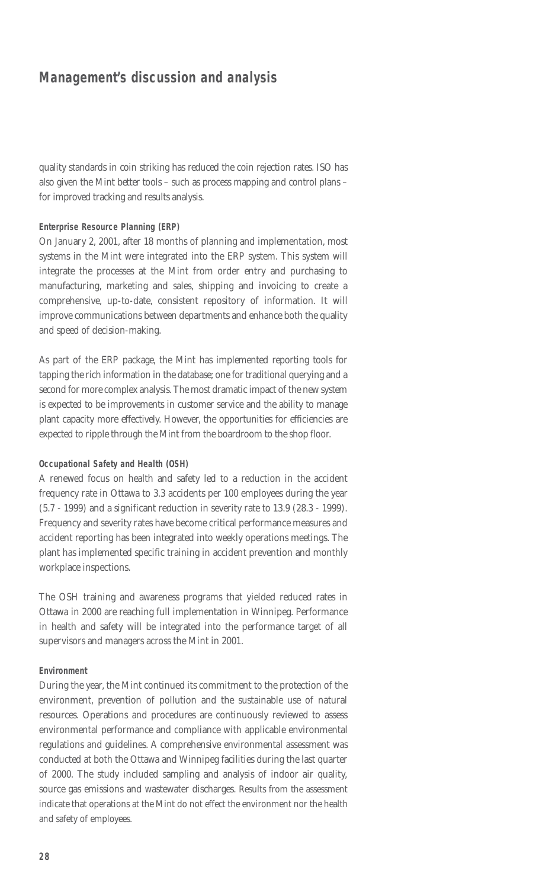# Management's discussion and analysis

quality standards in coin striking has reduced the coin rejection rates. ISO has also given the Mint better tools – such as process mapping and control plans – for improved tracking and results analysis.

#### Enterprise Resource Planning (ERP)

On January 2, 2001, after 18 months of planning and implementation, most systems in the Mint were integrated into the ERP system. This system will integrate the processes at the Mint from order entry and purchasing to manufacturing, marketing and sales, shipping and invoicing to create a comprehensive, up-to-date, consistent repository of information. It will improve communications between departments and enhance both the quality and speed of decision-making.

As part of the ERP package, the Mint has implemented reporting tools for tapping the rich information in the database; one for traditional querying and a second for more complex analysis. The most dramatic impact of the new system is expected to be improvements in customer service and the ability to manage plant capacity more effectively. However, the opportunities for efficiencies are expected to ripple through the Mint from the boardroom to the shop floor.

#### Occupational Safety and Health (OSH)

A renewed focus on health and safety led to a reduction in the accident frequency rate in Ottawa to 3.3 accidents per 100 employees during the year (5.7 - 1999) and a significant reduction in severity rate to 13.9 (28.3 - 1999). Frequency and severity rates have become critical performance measures and accident reporting has been integrated into weekly operations meetings. The plant has implemented specific training in accident prevention and monthly workplace inspections.

The OSH training and awareness programs that yielded reduced rates in Ottawa in 2000 are reaching full implementation in Winnipeg. Performance in health and safety will be integrated into the performance target of all supervisors and managers across the Mint in 2001.

#### Environment

During the year, the Mint continued its commitment to the protection of the environment, prevention of pollution and the sustainable use of natural resources. Operations and procedures are continuously reviewed to assess environmental performance and compliance with applicable environmental regulations and guidelines. A comprehensive environmental assessment was conducted at both the Ottawa and Winnipeg facilities during the last quarter of 2000. The study included sampling and analysis of indoor air quality, source gas emissions and wastewater discharges. Results from the assessment indicate that operations at the Mint do not effect the environment nor the health and safety of employees.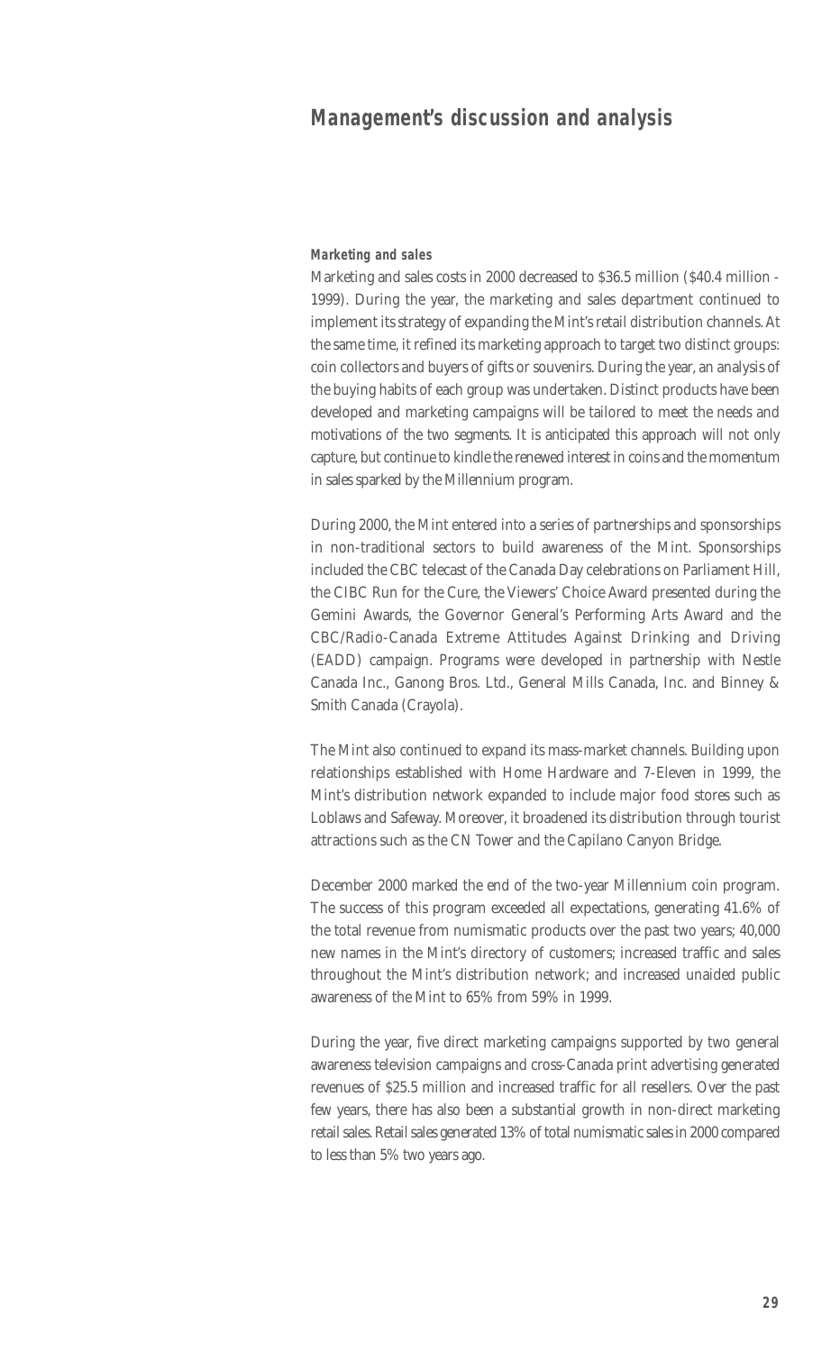## Management's discussion and analysis

### Marketing and sales

Marketing and sales costs in 2000 decreased to $36.5 million ($40.4 million - 1999). During the year, the marketing and sales department continued to implement its strategy of expanding the Mint's retail distribution channels. At the same time, it refined its marketing approach to target two distinct groups: coin collectors and buyers of gifts or souvenirs. During the year, an analysis of the buying habits of each group was undertaken. Distinct products have been developed and marketing campaigns will be tailored to meet the needs and motivations of the two segments. It is anticipated this approach will not only capture, but continue to kindle the renewed interest in coins and the momentum in sales sparked by the Millennium program.

During 2000, the Mint entered into a series of partnerships and sponsorships in non-traditional sectors to build awareness of the Mint. Sponsorships included the CBC telecast of the Canada Day celebrations on Parliament Hill, the CIBC Run for the Cure, the Viewers' Choice Award presented during the Gemini Awards, the Governor General's Performing Arts Award and the CBC/Radio-Canada Extreme Attitudes Against Drinking and Driving (EADD) campaign. Programs were developed in partnership with Nestle Canada Inc., Ganong Bros. Ltd., General Mills Canada, Inc. and Binney & Smith Canada (Crayola).

The Mint also continued to expand its mass-market channels. Building upon relationships established with Home Hardware and 7-Eleven in 1999, the Mint's distribution network expanded to include major food stores such as Loblaws and Safeway. Moreover, it broadened its distribution through tourist attractions such as the CN Tower and the Capilano Canyon Bridge.

December 2000 marked the end of the two-year Millennium coin program. The success of this program exceeded all expectations, generating 41.6% of the total revenue from numismatic products over the past two years; 40,000 new names in the Mint's directory of customers; increased traffic and sales throughout the Mint's distribution network; and increased unaided public awareness of the Mint to 65% from 59% in 1999.

During the year, five direct marketing campaigns supported by two general awareness television campaigns and cross-Canada print advertising generated revenues of $25.5 million and increased traffic for all resellers. Over the past few years, there has also been a substantial growth in non-direct marketing retail sales. Retail sales generated 13% of total numismatic sales in 2000 compared to less than 5% two years ago.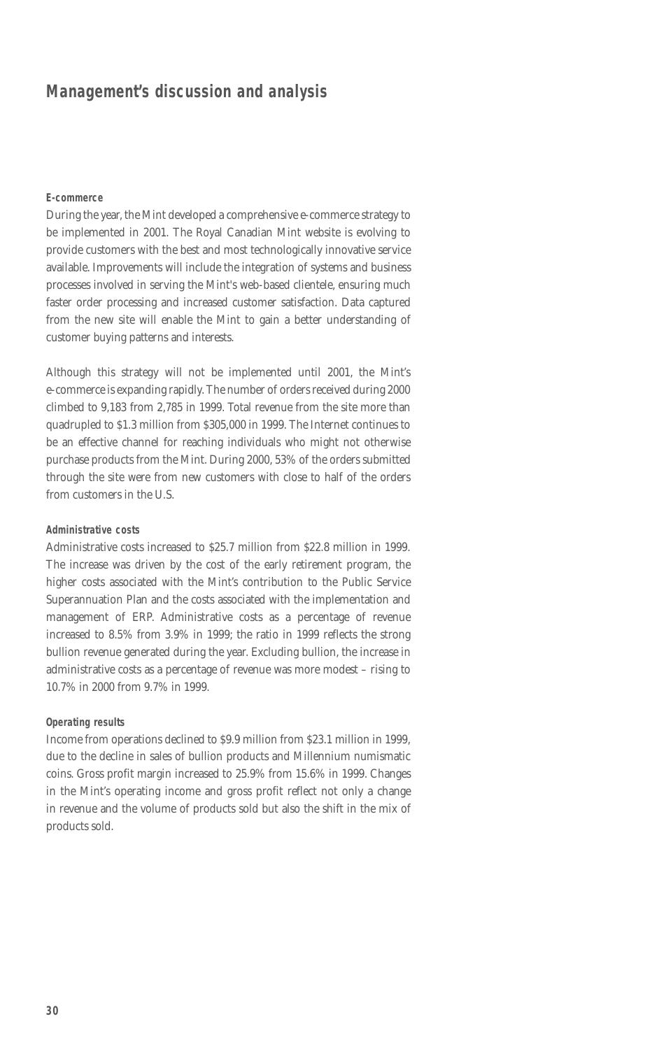# Management's discussion and analysis

### E-commerce

During the year, the Mint developed a comprehensive e-commerce strategy to be implemented in 2001. The Royal Canadian Mint website is evolving to provide customers with the best and most technologically innovative service available. Improvements will include the integration of systems and business processes involved in serving the Mint's web-based clientele, ensuring much faster order processing and increased customer satisfaction. Data captured from the new site will enable the Mint to gain a better understanding of customer buying patterns and interests.

Although this strategy will not be implemented until 2001, the Mint's e-commerce is expanding rapidly. The number of orders received during 2000 climbed to 9,183 from 2,785 in 1999. Total revenue from the site more than quadrupled to $1.3 million from $305,000 in 1999. The Internet continues to be an effective channel for reaching individuals who might not otherwise purchase products from the Mint. During 2000, 53% of the orders submitted through the site were from new customers with close to half of the orders from customers in the U.S.

### Administrative costs

Administrative costs increased to $25.7 million from $22.8 million in 1999. The increase was driven by the cost of the early retirement program, the higher costs associated with the Mint's contribution to the Public Service Superannuation Plan and the costs associated with the implementation and management of ERP. Administrative costs as a percentage of revenue increased to 8.5% from 3.9% in 1999; the ratio in 1999 reflects the strong bullion revenue generated during the year. Excluding bullion, the increase in administrative costs as a percentage of revenue was more modest – rising to 10.7% in 2000 from 9.7% in 1999.

### Operating results

Income from operations declined to $9.9 million from $23.1 million in 1999, due to the decline in sales of bullion products and Millennium numismatic coins. Gross profit margin increased to 25.9% from 15.6% in 1999. Changes in the Mint's operating income and gross profit reflect not only a change in revenue and the volume of products sold but also the shift in the mix of products sold.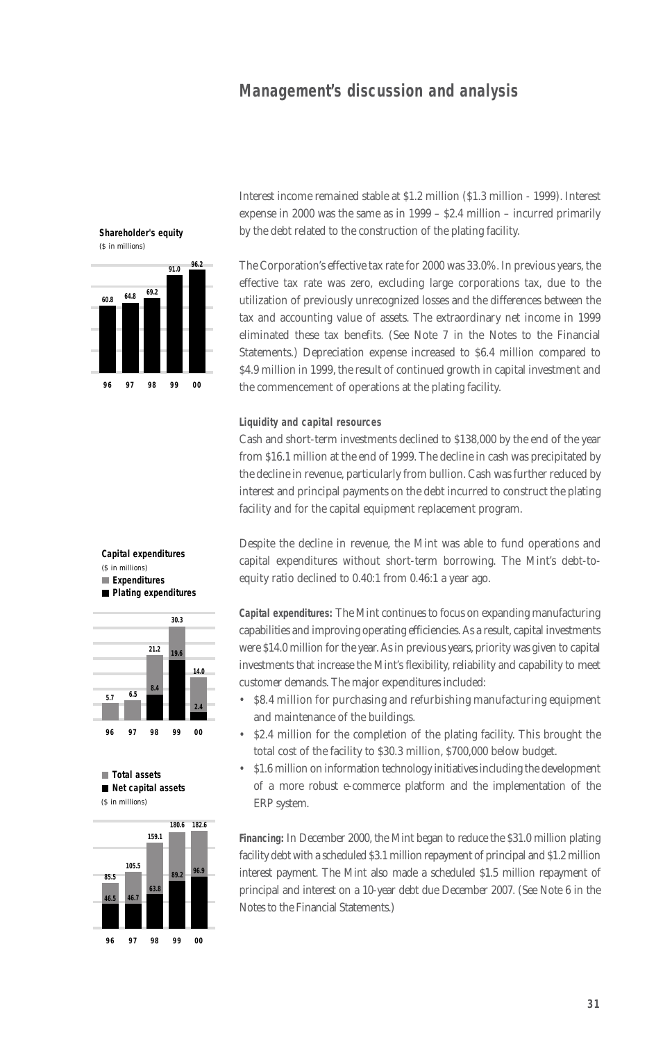# Management's discussion and analysis

**Shareholder's equity**
($ in millions)

| Year | 96 | 97 | 98 | 99 | 00 |
|---|---|---|---|---|---|
| Shareholder's equity | 60.8 | 64.8 | 69.2 | 91.0 | 96.2 |

**Capital expenditures**
($ in millions)

| Year | 96 | 97 | 98 | 99 | 00 |
|---|---|---|---|---|---|
| Expenditures | 5.7 | 6.5 | 21.2 | 30.3 | 14.0 |
| Plating expenditures | | | 8.4 | 19.6 | 2.4 |

**Total assets / Net capital assets**
($ in millions)

| Year | 96 | 97 | 98 | 99 | 00 |
|---|---|---|---|---|---|
| Total assets | 85.5 | 105.5 | 159.1 | 180.6 | 182.6 |
| Net capital assets | 46.5 | 46.7 | 63.8 | 89.2 | 96.9 |

Interest income remained stable at $1.2 million ($1.3 million - 1999). Interest expense in 2000 was the same as in 1999 – $2.4 million – incurred primarily by the debt related to the construction of the plating facility.

The Corporation's effective tax rate for 2000 was 33.0%. In previous years, the effective tax rate was zero, excluding large corporations tax, due to the utilization of previously unrecognized losses and the differences between the tax and accounting value of assets. The extraordinary net income in 1999 eliminated these tax benefits. (See Note 7 in the Notes to the Financial Statements.) Depreciation expense increased to $6.4 million compared to $4.9 million in 1999, the result of continued growth in capital investment and the commencement of operations at the plating facility.

### *Liquidity and capital resources*

Cash and short-term investments declined to $138,000 by the end of the year from $16.1 million at the end of 1999. The decline in cash was precipitated by the decline in revenue, particularly from bullion. Cash was further reduced by interest and principal payments on the debt incurred to construct the plating facility and for the capital equipment replacement program.

Despite the decline in revenue, the Mint was able to fund operations and capital expenditures without short-term borrowing. The Mint's debt-to-equity ratio declined to 0.40:1 from 0.46:1 a year ago.

***Capital expenditures:*** The Mint continues to focus on expanding manufacturing capabilities and improving operating efficiencies. As a result, capital investments were $14.0 million for the year. As in previous years, priority was given to capital investments that increase the Mint's flexibility, reliability and capability to meet customer demands. The major expenditures included:

- $8.4 million for purchasing and refurbishing manufacturing equipment and maintenance of the buildings.
- $2.4 million for the completion of the plating facility. This brought the total cost of the facility to $30.3 million, $700,000 below budget.
- $1.6 million on information technology initiatives including the development of a more robust e-commerce platform and the implementation of the ERP system.

***Financing:*** In December 2000, the Mint began to reduce the $31.0 million plating facility debt with a scheduled $3.1 million repayment of principal and $1.2 million interest payment. The Mint also made a scheduled $1.5 million repayment of principal and interest on a 10-year debt due December 2007. (See Note 6 in the Notes to the Financial Statements.)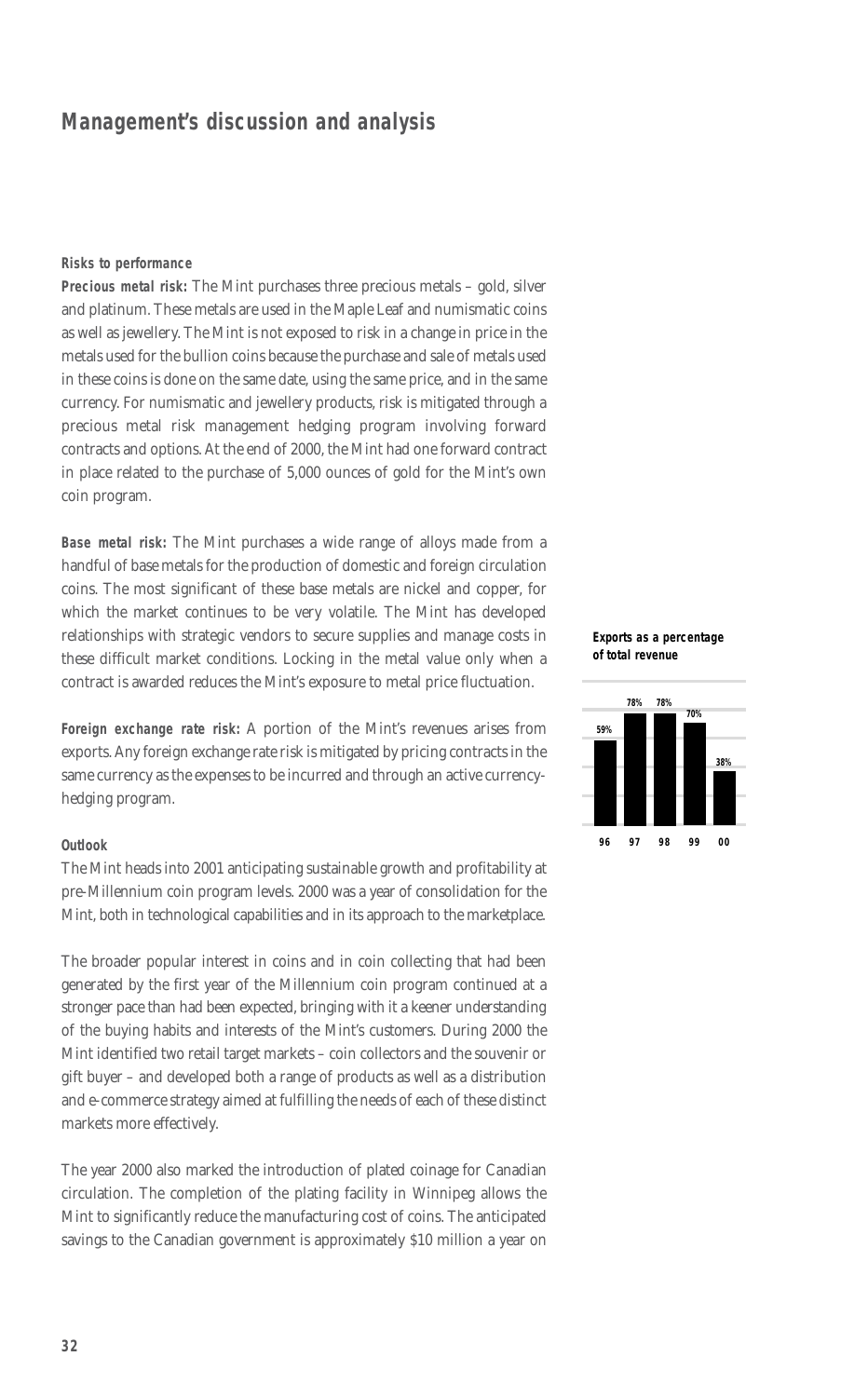## Management's discussion and analysis

### Risks to performance

**Precious metal risk:** The Mint purchases three precious metals – gold, silver and platinum. These metals are used in the Maple Leaf and numismatic coins as well as jewellery. The Mint is not exposed to risk in a change in price in the metals used for the bullion coins because the purchase and sale of metals used in these coins is done on the same date, using the same price, and in the same currency. For numismatic and jewellery products, risk is mitigated through a precious metal risk management hedging program involving forward contracts and options. At the end of 2000, the Mint had one forward contract in place related to the purchase of 5,000 ounces of gold for the Mint's own coin program.

**Base metal risk:** The Mint purchases a wide range of alloys made from a handful of base metals for the production of domestic and foreign circulation coins. The most significant of these base metals are nickel and copper, for which the market continues to be very volatile. The Mint has developed relationships with strategic vendors to secure supplies and manage costs in these difficult market conditions. Locking in the metal value only when a contract is awarded reduces the Mint's exposure to metal price fluctuation.

**Foreign exchange rate risk:** A portion of the Mint's revenues arises from exports. Any foreign exchange rate risk is mitigated by pricing contracts in the same currency as the expenses to be incurred and through an active currency-hedging program.

**Exports as a percentage of total revenue**

| Year | 96 | 97 | 98 | 99 | 00 |
|---|---|---|---|---|---|
| Exports (% of total revenue) | 59% | 78% | 78% | 70% | 38% |

### Outlook

The Mint heads into 2001 anticipating sustainable growth and profitability at pre-Millennium coin program levels. 2000 was a year of consolidation for the Mint, both in technological capabilities and in its approach to the marketplace.

The broader popular interest in coins and in coin collecting that had been generated by the first year of the Millennium coin program continued at a stronger pace than had been expected, bringing with it a keener understanding of the buying habits and interests of the Mint's customers. During 2000 the Mint identified two retail target markets – coin collectors and the souvenir or gift buyer – and developed both a range of products as well as a distribution and e-commerce strategy aimed at fulfilling the needs of each of these distinct markets more effectively.

The year 2000 also marked the introduction of plated coinage for Canadian circulation. The completion of the plating facility in Winnipeg allows the Mint to significantly reduce the manufacturing cost of coins. The anticipated savings to the Canadian government is approximately $10 million a year on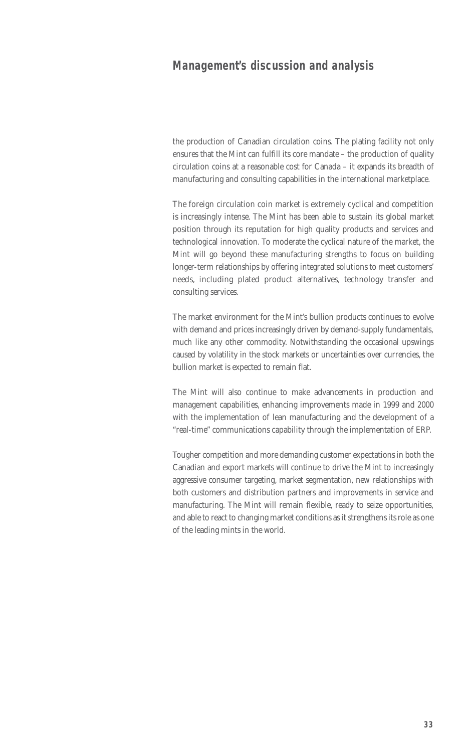the production of Canadian circulation coins. The plating facility not only ensures that the Mint can fulfill its core mandate – the production of quality circulation coins at a reasonable cost for Canada – it expands its breadth of manufacturing and consulting capabilities in the international marketplace.

The foreign circulation coin market is extremely cyclical and competition is increasingly intense. The Mint has been able to sustain its global market position through its reputation for high quality products and services and technological innovation. To moderate the cyclical nature of the market, the Mint will go beyond these manufacturing strengths to focus on building longer-term relationships by offering integrated solutions to meet customers' needs, including plated product alternatives, technology transfer and consulting services.

The market environment for the Mint's bullion products continues to evolve with demand and prices increasingly driven by demand-supply fundamentals, much like any other commodity. Notwithstanding the occasional upswings caused by volatility in the stock markets or uncertainties over currencies, the bullion market is expected to remain flat.

The Mint will also continue to make advancements in production and management capabilities, enhancing improvements made in 1999 and 2000 with the implementation of lean manufacturing and the development of a "real-time" communications capability through the implementation of ERP.

Tougher competition and more demanding customer expectations in both the Canadian and export markets will continue to drive the Mint to increasingly aggressive consumer targeting, market segmentation, new relationships with both customers and distribution partners and improvements in service and manufacturing. The Mint will remain flexible, ready to seize opportunities, and able to react to changing market conditions as it strengthens its role as one of the leading mints in the world.